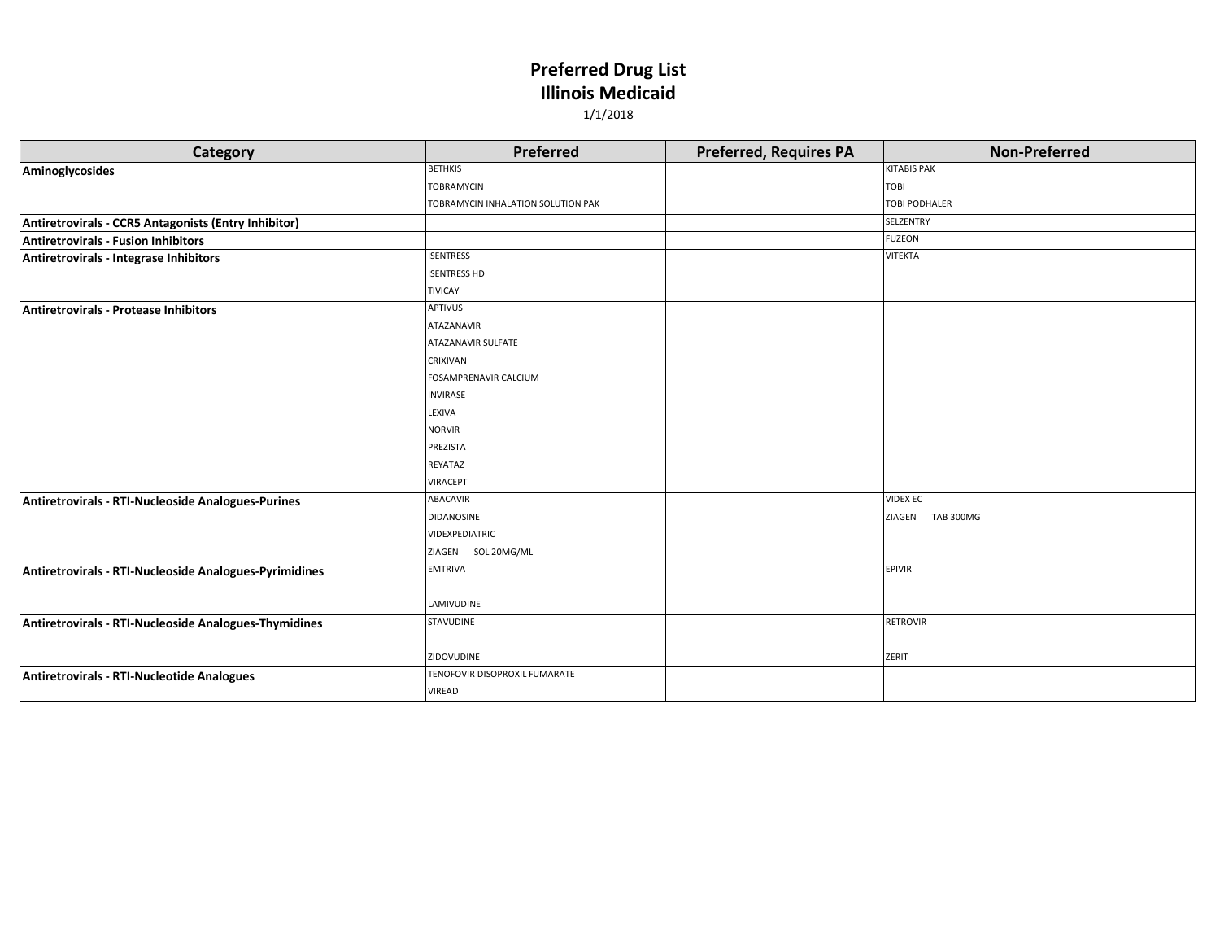# Preferred Drug List
# Illinois Medicaid

1/1/2018

| Category | Preferred | Preferred, Requires PA | Non-Preferred |
|---|---|---|---|
| **Aminoglycosides** | BETHKIS | | KITABIS PAK |
| | TOBRAMYCIN | | TOBI |
| | TOBRAMYCIN INHALATION SOLUTION PAK | | TOBI PODHALER |
| **Antiretrovirals - CCR5 Antagonists (Entry Inhibitor)** | | | SELZENTRY |
| **Antiretrovirals - Fusion Inhibitors** | | | FUZEON |
| **Antiretrovirals - Integrase Inhibitors** | ISENTRESS | | VITEKTA |
| | ISENTRESS HD | | |
| | TIVICAY | | |
| **Antiretrovirals - Protease Inhibitors** | APTIVUS | | |
| | ATAZANAVIR | | |
| | ATAZANAVIR SULFATE | | |
| | CRIXIVAN | | |
| | FOSAMPRENAVIR CALCIUM | | |
| | INVIRASE | | |
| | LEXIVA | | |
| | NORVIR | | |
| | PREZISTA | | |
| | REYATAZ | | |
| | VIRACEPT | | |
| **Antiretrovirals - RTI-Nucleoside Analogues-Purines** | ABACAVIR | | VIDEX EC |
| | DIDANOSINE | | ZIAGEN TAB 300MG |
| | VIDEXPEDIATRIC | | |
| | ZIAGEN SOL 20MG/ML | | |
| **Antiretrovirals - RTI-Nucleoside Analogues-Pyrimidines** | EMTRIVA | | EPIVIR |
| | LAMIVUDINE | | |
| **Antiretrovirals - RTI-Nucleoside Analogues-Thymidines** | STAVUDINE | | RETROVIR |
| | ZIDOVUDINE | | ZERIT |
| **Antiretrovirals - RTI-Nucleotide Analogues** | TENOFOVIR DISOPROXIL FUMARATE | | |
| | VIREAD | | |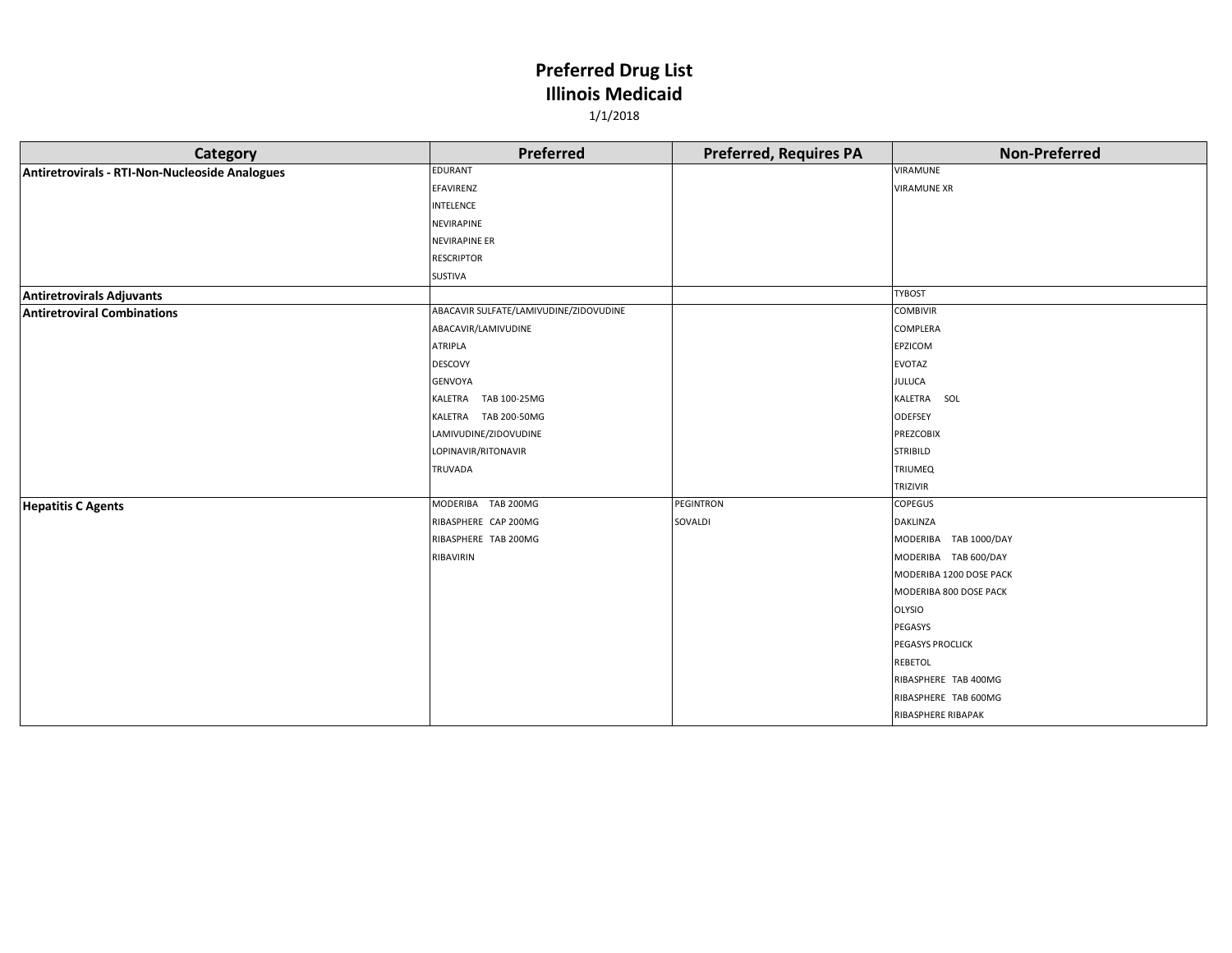# Preferred Drug List
# Illinois Medicaid

1/1/2018

| Category | Preferred | Preferred, Requires PA | Non-Preferred |
|---|---|---|---|
| **Antiretrovirals - RTI-Non-Nucleoside Analogues** | EDURANT | | VIRAMUNE |
| | EFAVIRENZ | | VIRAMUNE XR |
| | INTELENCE | | |
| | NEVIRAPINE | | |
| | NEVIRAPINE ER | | |
| | RESCRIPTOR | | |
| | SUSTIVA | | |
| **Antiretrovirals Adjuvants** | | | TYBOST |
| **Antiretroviral Combinations** | ABACAVIR SULFATE/LAMIVUDINE/ZIDOVUDINE | | COMBIVIR |
| | ABACAVIR/LAMIVUDINE | | COMPLERA |
| | ATRIPLA | | EPZICOM |
| | DESCOVY | | EVOTAZ |
| | GENVOYA | | JULUCA |
| | KALETRA TAB 100-25MG | | KALETRA SOL |
| | KALETRA TAB 200-50MG | | ODEFSEY |
| | LAMIVUDINE/ZIDOVUDINE | | PREZCOBIX |
| | LOPINAVIR/RITONAVIR | | STRIBILD |
| | TRUVADA | | TRIUMEQ |
| | | | TRIZIVIR |
| **Hepatitis C Agents** | MODERIBA TAB 200MG | PEGINTRON | COPEGUS |
| | RIBASPHERE CAP 200MG | SOVALDI | DAKLINZA |
| | RIBASPHERE TAB 200MG | | MODERIBA TAB 1000/DAY |
| | RIBAVIRIN | | MODERIBA TAB 600/DAY |
| | | | MODERIBA 1200 DOSE PACK |
| | | | MODERIBA 800 DOSE PACK |
| | | | OLYSIO |
| | | | PEGASYS |
| | | | PEGASYS PROCLICK |
| | | | REBETOL |
| | | | RIBASPHERE TAB 400MG |
| | | | RIBASPHERE TAB 600MG |
| | | | RIBASPHERE RIBAPAK |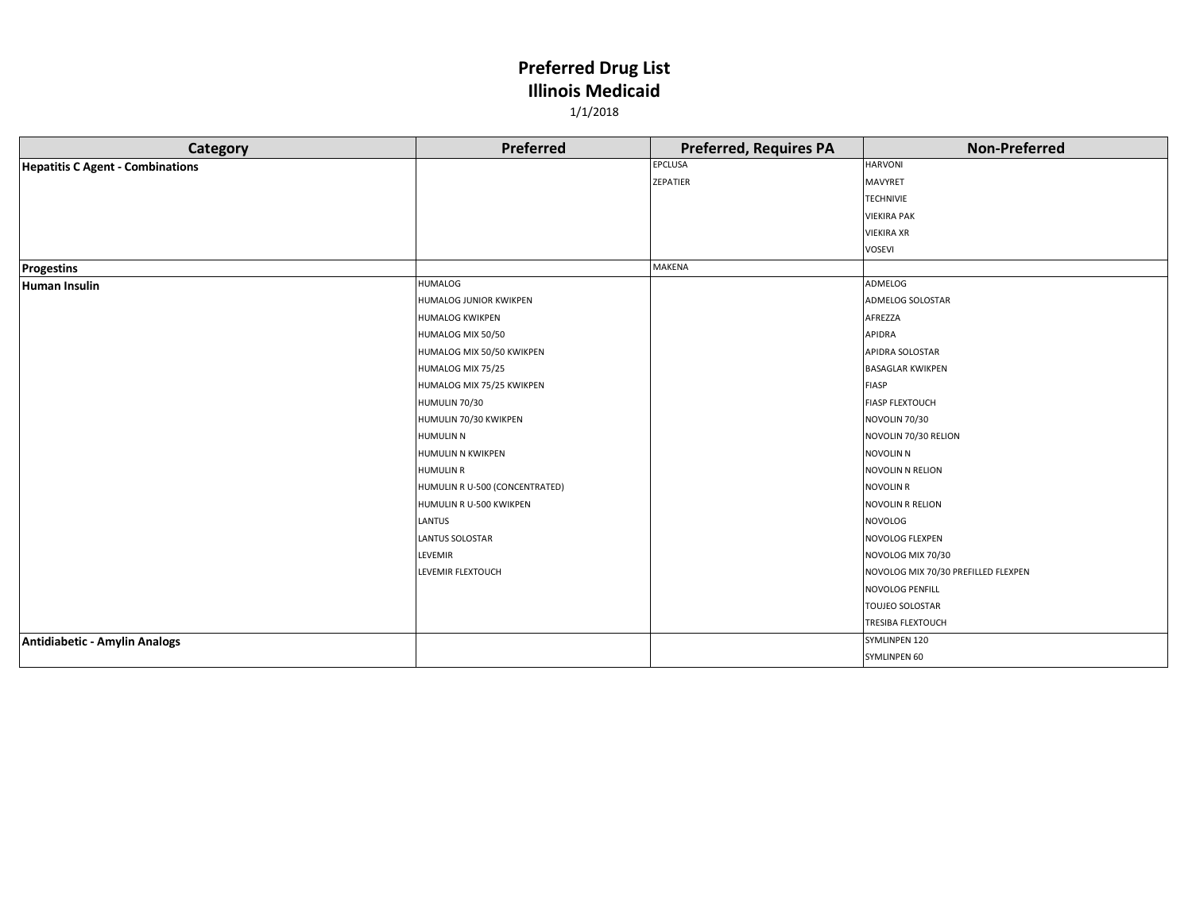# Preferred Drug List
# Illinois Medicaid

1/1/2018

| Category | Preferred | Preferred, Requires PA | Non-Preferred |
|---|---|---|---|
| **Hepatitis C Agent - Combinations** | | EPCLUSA | HARVONI |
| | | ZEPATIER | MAVYRET |
| | | | TECHNIVIE |
| | | | VIEKIRA PAK |
| | | | VIEKIRA XR |
| | | | VOSEVI |
| **Progestins** | | MAKENA | |
| **Human Insulin** | HUMALOG | | ADMELOG |
| | HUMALOG JUNIOR KWIKPEN | | ADMELOG SOLOSTAR |
| | HUMALOG KWIKPEN | | AFREZZA |
| | HUMALOG MIX 50/50 | | APIDRA |
| | HUMALOG MIX 50/50 KWIKPEN | | APIDRA SOLOSTAR |
| | HUMALOG MIX 75/25 | | BASAGLAR KWIKPEN |
| | HUMALOG MIX 75/25 KWIKPEN | | FIASP |
| | HUMULIN 70/30 | | FIASP FLEXTOUCH |
| | HUMULIN 70/30 KWIKPEN | | NOVOLIN 70/30 |
| | HUMULIN N | | NOVOLIN 70/30 RELION |
| | HUMULIN N KWIKPEN | | NOVOLIN N |
| | HUMULIN R | | NOVOLIN N RELION |
| | HUMULIN R U-500 (CONCENTRATED) | | NOVOLIN R |
| | HUMULIN R U-500 KWIKPEN | | NOVOLIN R RELION |
| | LANTUS | | NOVOLOG |
| | LANTUS SOLOSTAR | | NOVOLOG FLEXPEN |
| | LEVEMIR | | NOVOLOG MIX 70/30 |
| | LEVEMIR FLEXTOUCH | | NOVOLOG MIX 70/30 PREFILLED FLEXPEN |
| | | | NOVOLOG PENFILL |
| | | | TOUJEO SOLOSTAR |
| | | | TRESIBA FLEXTOUCH |
| **Antidiabetic - Amylin Analogs** | | | SYMLINPEN 120 |
| | | | SYMLINPEN 60 |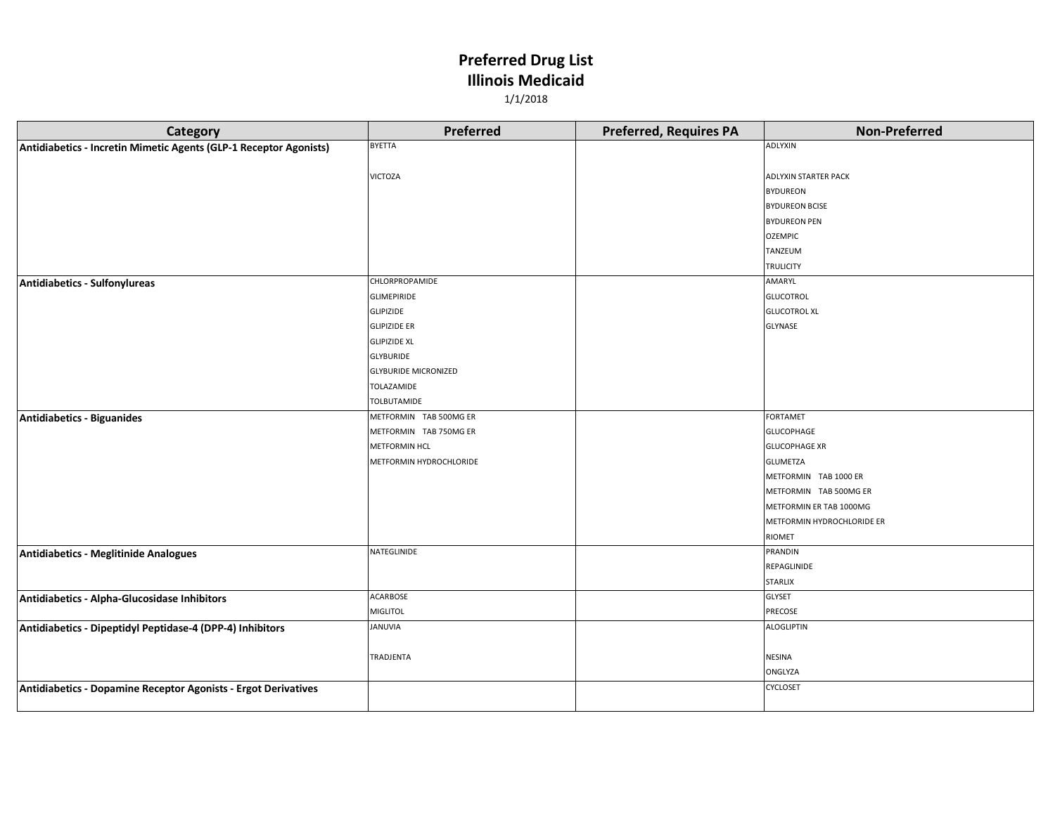# Preferred Drug List
# Illinois Medicaid

1/1/2018

| Category | Preferred | Preferred, Requires PA | Non-Preferred |
|---|---|---|---|
| **Antidiabetics - Incretin Mimetic Agents (GLP-1 Receptor Agonists)** | BYETTA | | ADLYXIN |
| | VICTOZA | | ADLYXIN STARTER PACK |
| | | | BYDUREON |
| | | | BYDUREON BCISE |
| | | | BYDUREON PEN |
| | | | OZEMPIC |
| | | | TANZEUM |
| | | | TRULICITY |
| **Antidiabetics - Sulfonylureas** | CHLORPROPAMIDE | | AMARYL |
| | GLIMEPIRIDE | | GLUCOTROL |
| | GLIPIZIDE | | GLUCOTROL XL |
| | GLIPIZIDE ER | | GLYNASE |
| | GLIPIZIDE XL | | |
| | GLYBURIDE | | |
| | GLYBURIDE MICRONIZED | | |
| | TOLAZAMIDE | | |
| | TOLBUTAMIDE | | |
| **Antidiabetics - Biguanides** | METFORMIN TAB 500MG ER | | FORTAMET |
| | METFORMIN TAB 750MG ER | | GLUCOPHAGE |
| | METFORMIN HCL | | GLUCOPHAGE XR |
| | METFORMIN HYDROCHLORIDE | | GLUMETZA |
| | | | METFORMIN TAB 1000 ER |
| | | | METFORMIN TAB 500MG ER |
| | | | METFORMIN ER TAB 1000MG |
| | | | METFORMIN HYDROCHLORIDE ER |
| | | | RIOMET |
| **Antidiabetics - Meglitinide Analogues** | NATEGLINIDE | | PRANDIN |
| | | | REPAGLINIDE |
| | | | STARLIX |
| **Antidiabetics - Alpha-Glucosidase Inhibitors** | ACARBOSE | | GLYSET |
| | MIGLITOL | | PRECOSE |
| **Antidiabetics - Dipeptidyl Peptidase-4 (DPP-4) Inhibitors** | JANUVIA | | ALOGLIPTIN |
| | TRADJENTA | | NESINA |
| | | | ONGLYZA |
| **Antidiabetics - Dopamine Receptor Agonists - Ergot Derivatives** | | | CYCLOSET |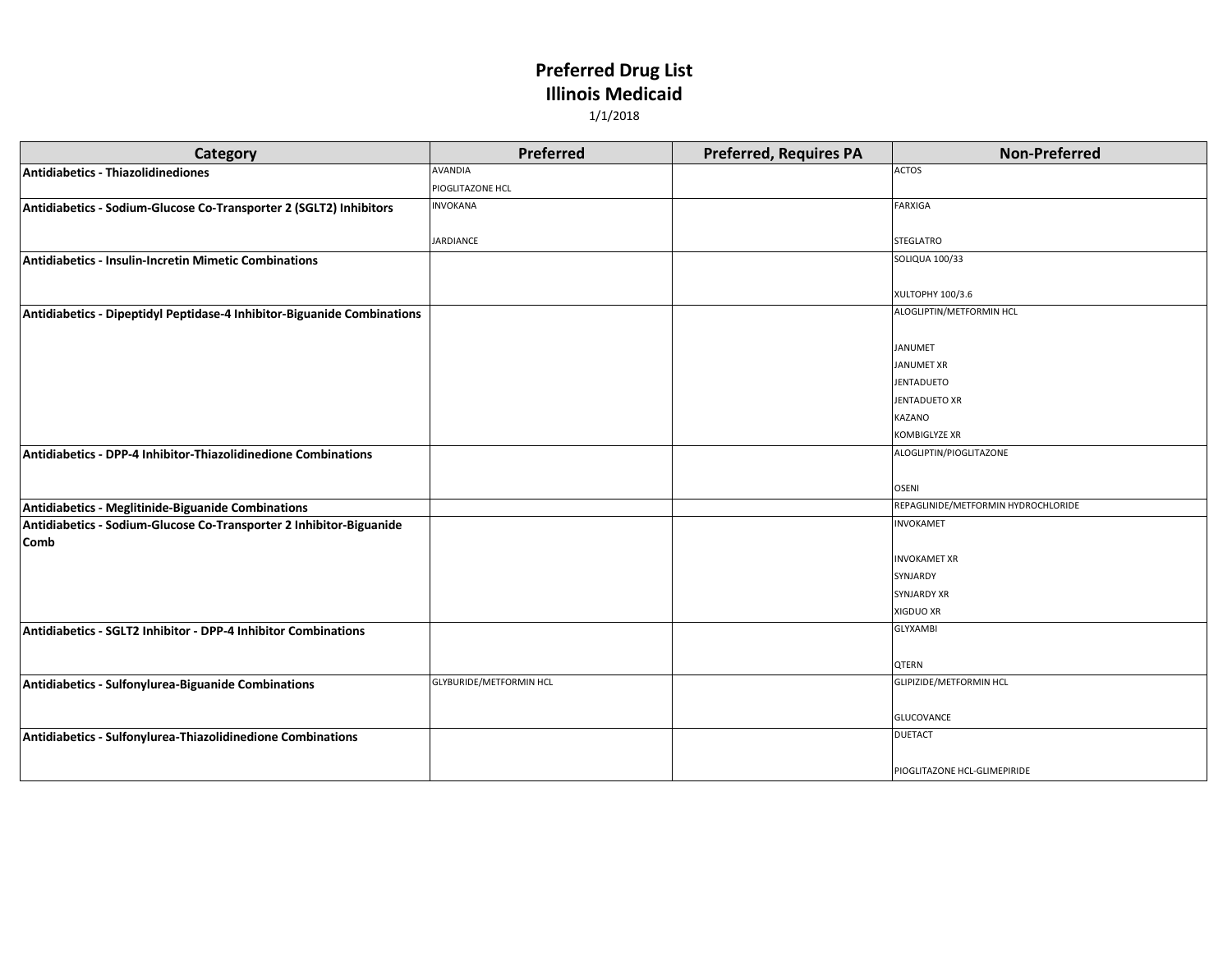# Preferred Drug List
# Illinois Medicaid

1/1/2018

| Category | Preferred | Preferred, Requires PA | Non-Preferred |
|---|---|---|---|
| **Antidiabetics - Thiazolidinediones** | AVANDIA<br>PIOGLITAZONE HCL | | ACTOS |
| **Antidiabetics - Sodium-Glucose Co-Transporter 2 (SGLT2) Inhibitors** | INVOKANA<br>JARDIANCE | | FARXIGA<br>STEGLATRO |
| **Antidiabetics - Insulin-Incretin Mimetic Combinations** | | | SOLIQUA 100/33<br>XULTOPHY 100/3.6 |
| **Antidiabetics - Dipeptidyl Peptidase-4 Inhibitor-Biguanide Combinations** | | | ALOGLIPTIN/METFORMIN HCL<br>JANUMET<br>JANUMET XR<br>JENTADUETO<br>JENTADUETO XR<br>KAZANO<br>KOMBIGLYZE XR |
| **Antidiabetics - DPP-4 Inhibitor-Thiazolidinedione Combinations** | | | ALOGLIPTIN/PIOGLITAZONE<br>OSENI |
| **Antidiabetics - Meglitinide-Biguanide Combinations** | | | REPAGLINIDE/METFORMIN HYDROCHLORIDE |
| **Antidiabetics - Sodium-Glucose Co-Transporter 2 Inhibitor-Biguanide Comb** | | | INVOKAMET<br>INVOKAMET XR<br>SYNJARDY<br>SYNJARDY XR<br>XIGDUO XR |
| **Antidiabetics - SGLT2 Inhibitor - DPP-4 Inhibitor Combinations** | | | GLYXAMBI<br>QTERN |
| **Antidiabetics - Sulfonylurea-Biguanide Combinations** | GLYBURIDE/METFORMIN HCL | | GLIPIZIDE/METFORMIN HCL<br>GLUCOVANCE |
| **Antidiabetics - Sulfonylurea-Thiazolidinedione Combinations** | | | DUETACT<br>PIOGLITAZONE HCL-GLIMEPIRIDE |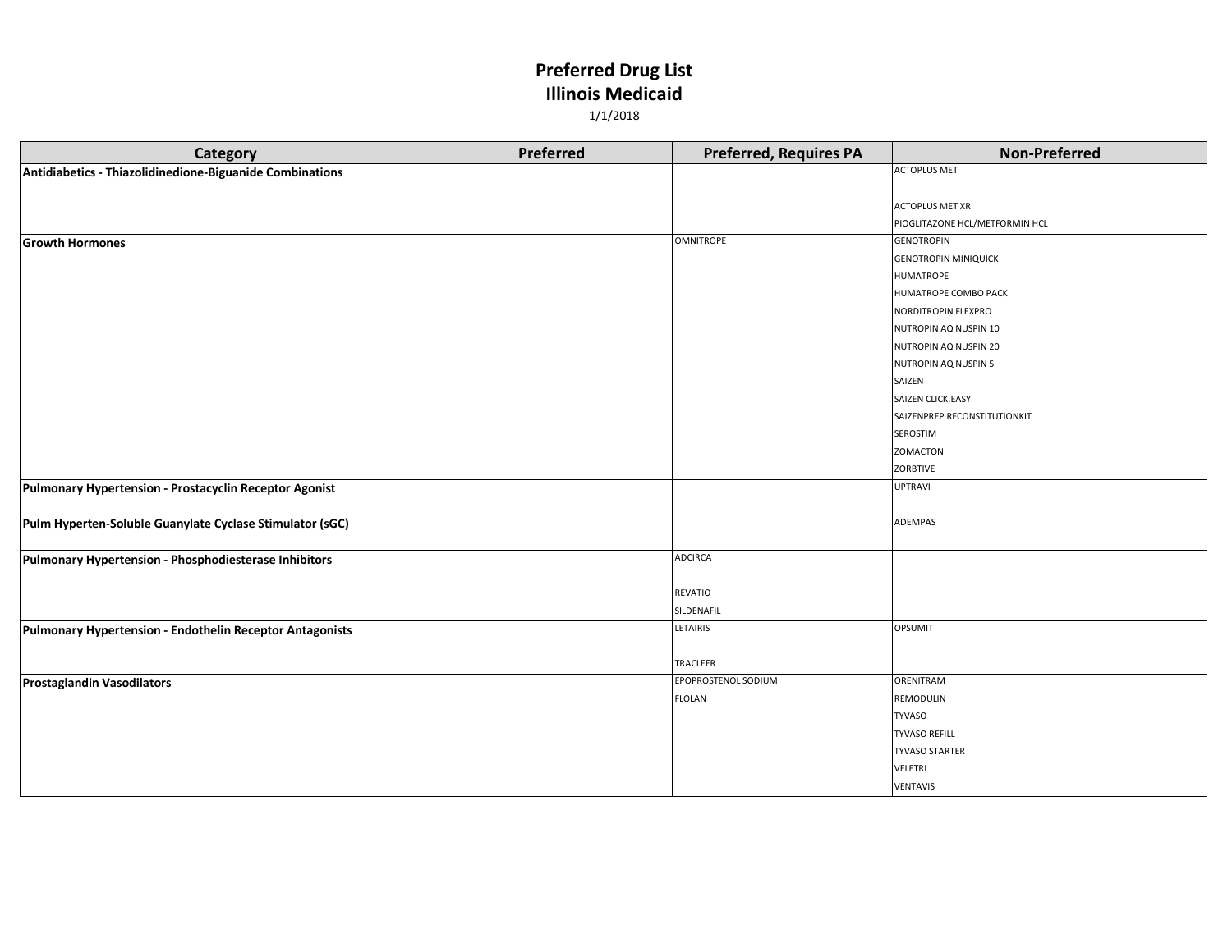# Preferred Drug List
## Illinois Medicaid

1/1/2018

| Category | Preferred | Preferred, Requires PA | Non-Preferred |
|---|---|---|---|
| **Antidiabetics - Thiazolidinedione-Biguanide Combinations** | | | ACTOPLUS MET |
| | | | ACTOPLUS MET XR |
| | | | PIOGLITAZONE HCL/METFORMIN HCL |
| **Growth Hormones** | | OMNITROPE | GENOTROPIN |
| | | | GENOTROPIN MINIQUICK |
| | | | HUMATROPE |
| | | | HUMATROPE COMBO PACK |
| | | | NORDITROPIN FLEXPRO |
| | | | NUTROPIN AQ NUSPIN 10 |
| | | | NUTROPIN AQ NUSPIN 20 |
| | | | NUTROPIN AQ NUSPIN 5 |
| | | | SAIZEN |
| | | | SAIZEN CLICK.EASY |
| | | | SAIZENPREP RECONSTITUTIONKIT |
| | | | SEROSTIM |
| | | | ZOMACTON |
| | | | ZORBTIVE |
| **Pulmonary Hypertension - Prostacyclin Receptor Agonist** | | | UPTRAVI |
| **Pulm Hyperten-Soluble Guanylate Cyclase Stimulator (sGC)** | | | ADEMPAS |
| **Pulmonary Hypertension - Phosphodiesterase Inhibitors** | | ADCIRCA | |
| | | REVATIO | |
| | | SILDENAFIL | |
| **Pulmonary Hypertension - Endothelin Receptor Antagonists** | | LETAIRIS | OPSUMIT |
| | | TRACLEER | |
| **Prostaglandin Vasodilators** | | EPOPROSTENOL SODIUM | ORENITRAM |
| | | FLOLAN | REMODULIN |
| | | | TYVASO |
| | | | TYVASO REFILL |
| | | | TYVASO STARTER |
| | | | VELETRI |
| | | | VENTAVIS |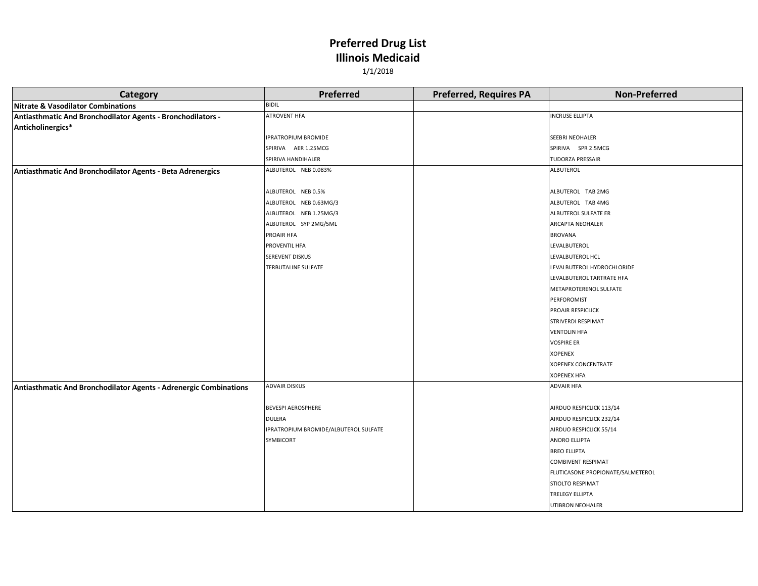# Preferred Drug List
# Illinois Medicaid

1/1/2018

| Category | Preferred | Preferred, Requires PA | Non-Preferred |
|---|---|---|---|
| **Nitrate & Vasodilator Combinations** | BIDIL | | |
| **Antiasthmatic And Bronchodilator Agents - Bronchodilators - Anticholinergics*** | ATROVENT HFA | | INCRUSE ELLIPTA |
| | IPRATROPIUM BROMIDE | | SEEBRI NEOHALER |
| | SPIRIVA AER 1.25MCG | | SPIRIVA SPR 2.5MCG |
| | SPIRIVA HANDIHALER | | TUDORZA PRESSAIR |
| **Antiasthmatic And Bronchodilator Agents - Beta Adrenergics** | ALBUTEROL NEB 0.083% | | ALBUTEROL |
| | ALBUTEROL NEB 0.5% | | ALBUTEROL TAB 2MG |
| | ALBUTEROL NEB 0.63MG/3 | | ALBUTEROL TAB 4MG |
| | ALBUTEROL NEB 1.25MG/3 | | ALBUTEROL SULFATE ER |
| | ALBUTEROL SYP 2MG/5ML | | ARCAPTA NEOHALER |
| | PROAIR HFA | | BROVANA |
| | PROVENTIL HFA | | LEVALBUTEROL |
| | SEREVENT DISKUS | | LEVALBUTEROL HCL |
| | TERBUTALINE SULFATE | | LEVALBUTEROL HYDROCHLORIDE |
| | | | LEVALBUTEROL TARTRATE HFA |
| | | | METAPROTERENOL SULFATE |
| | | | PERFOROMIST |
| | | | PROAIR RESPICLICK |
| | | | STRIVERDI RESPIMAT |
| | | | VENTOLIN HFA |
| | | | VOSPIRE ER |
| | | | XOPENEX |
| | | | XOPENEX CONCENTRATE |
| | | | XOPENEX HFA |
| **Antiasthmatic And Bronchodilator Agents - Adrenergic Combinations** | ADVAIR DISKUS | | ADVAIR HFA |
| | BEVESPI AEROSPHERE | | AIRDUO RESPICLICK 113/14 |
| | DULERA | | AIRDUO RESPICLICK 232/14 |
| | IPRATROPIUM BROMIDE/ALBUTEROL SULFATE | | AIRDUO RESPICLICK 55/14 |
| | SYMBICORT | | ANORO ELLIPTA |
| | | | BREO ELLIPTA |
| | | | COMBIVENT RESPIMAT |
| | | | FLUTICASONE PROPIONATE/SALMETEROL |
| | | | STIOLTO RESPIMAT |
| | | | TRELEGY ELLIPTA |
| | | | UTIBRON NEOHALER |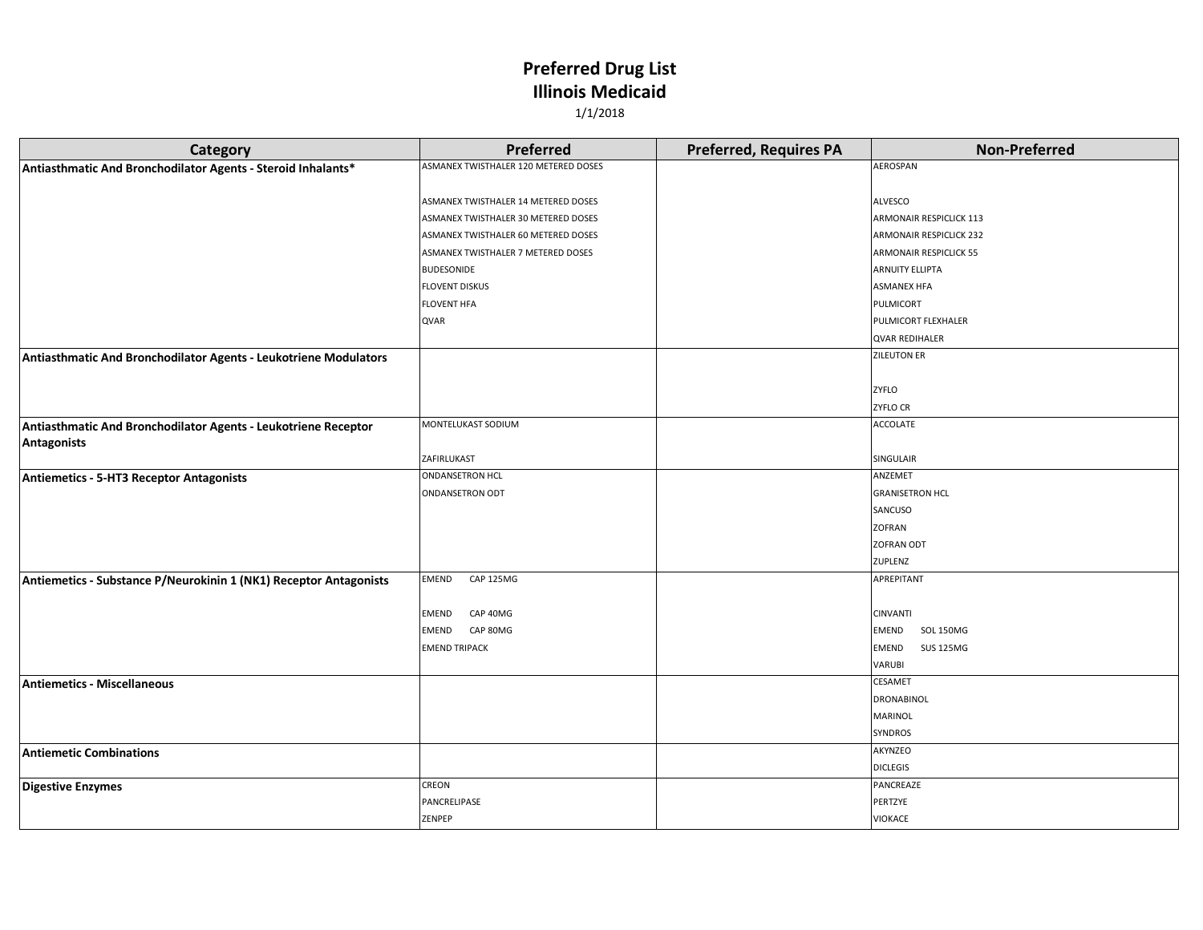# Preferred Drug List
# Illinois Medicaid

1/1/2018

| Category | Preferred | Preferred, Requires PA | Non-Preferred |
|---|---|---|---|
| **Antiasthmatic And Bronchodilator Agents - Steroid Inhalants*** | ASMANEX TWISTHALER 120 METERED DOSES | | AEROSPAN |
| | ASMANEX TWISTHALER 14 METERED DOSES | | ALVESCO |
| | ASMANEX TWISTHALER 30 METERED DOSES | | ARMONAIR RESPICLICK 113 |
| | ASMANEX TWISTHALER 60 METERED DOSES | | ARMONAIR RESPICLICK 232 |
| | ASMANEX TWISTHALER 7 METERED DOSES | | ARMONAIR RESPICLICK 55 |
| | BUDESONIDE | | ARNUITY ELLIPTA |
| | FLOVENT DISKUS | | ASMANEX HFA |
| | FLOVENT HFA | | PULMICORT |
| | QVAR | | PULMICORT FLEXHALER |
| | | | QVAR REDIHALER |
| **Antiasthmatic And Bronchodilator Agents - Leukotriene Modulators** | | | ZILEUTON ER |
| | | | ZYFLO |
| | | | ZYFLO CR |
| **Antiasthmatic And Bronchodilator Agents - Leukotriene Receptor Antagonists** | MONTELUKAST SODIUM | | ACCOLATE |
| | ZAFIRLUKAST | | SINGULAIR |
| **Antiemetics - 5-HT3 Receptor Antagonists** | ONDANSETRON HCL | | ANZEMET |
| | ONDANSETRON ODT | | GRANISETRON HCL |
| | | | SANCUSO |
| | | | ZOFRAN |
| | | | ZOFRAN ODT |
| | | | ZUPLENZ |
| **Antiemetics - Substance P/Neurokinin 1 (NK1) Receptor Antagonists** | EMEND CAP 125MG | | APREPITANT |
| | EMEND CAP 40MG | | CINVANTI |
| | EMEND CAP 80MG | | EMEND SOL 150MG |
| | EMEND TRIPACK | | EMEND SUS 125MG |
| | | | VARUBI |
| **Antiemetics - Miscellaneous** | | | CESAMET |
| | | | DRONABINOL |
| | | | MARINOL |
| | | | SYNDROS |
| **Antiemetic Combinations** | | | AKYNZEO |
| | | | DICLEGIS |
| **Digestive Enzymes** | CREON | | PANCREAZE |
| | PANCRELIPASE | | PERTZYE |
| | ZENPEP | | VIOKACE |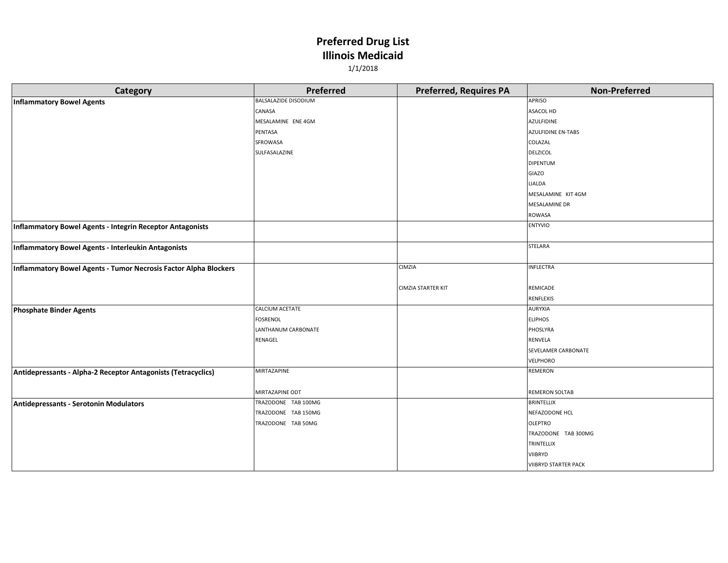# Preferred Drug List
# Illinois Medicaid

1/1/2018

| Category | Preferred | Preferred, Requires PA | Non-Preferred |
|---|---|---|---|
| **Inflammatory Bowel Agents** | BALSALAZIDE DISODIUM | | APRISO |
| | CANASA | | ASACOL HD |
| | MESALAMINE ENE 4GM | | AZULFIDINE |
| | PENTASA | | AZULFIDINE EN-TABS |
| | SFROWASA | | COLAZAL |
| | SULFASALAZINE | | DELZICOL |
| | | | DIPENTUM |
| | | | GIAZO |
| | | | LIALDA |
| | | | MESALAMINE KIT 4GM |
| | | | MESALAMINE DR |
| | | | ROWASA |
| **Inflammatory Bowel Agents - Integrin Receptor Antagonists** | | | ENTYVIO |
| **Inflammatory Bowel Agents - Interleukin Antagonists** | | | STELARA |
| **Inflammatory Bowel Agents - Tumor Necrosis Factor Alpha Blockers** | | CIMZIA | INFLECTRA |
| | | CIMZIA STARTER KIT | REMICADE |
| | | | RENFLEXIS |
| **Phosphate Binder Agents** | CALCIUM ACETATE | | AURYXIA |
| | FOSRENOL | | ELIPHOS |
| | LANTHANUM CARBONATE | | PHOSLYRA |
| | RENAGEL | | RENVELA |
| | | | SEVELAMER CARBONATE |
| | | | VELPHORO |
| **Antidepressants - Alpha-2 Receptor Antagonists (Tetracyclics)** | MIRTAZAPINE | | REMERON |
| | MIRTAZAPINE ODT | | REMERON SOLTAB |
| **Antidepressants - Serotonin Modulators** | TRAZODONE TAB 100MG | | BRINTELLIX |
| | TRAZODONE TAB 150MG | | NEFAZODONE HCL |
| | TRAZODONE TAB 50MG | | OLEPTRO |
| | | | TRAZODONE TAB 300MG |
| | | | TRINTELLIX |
| | | | VIIBRYD |
| | | | VIIBRYD STARTER PACK |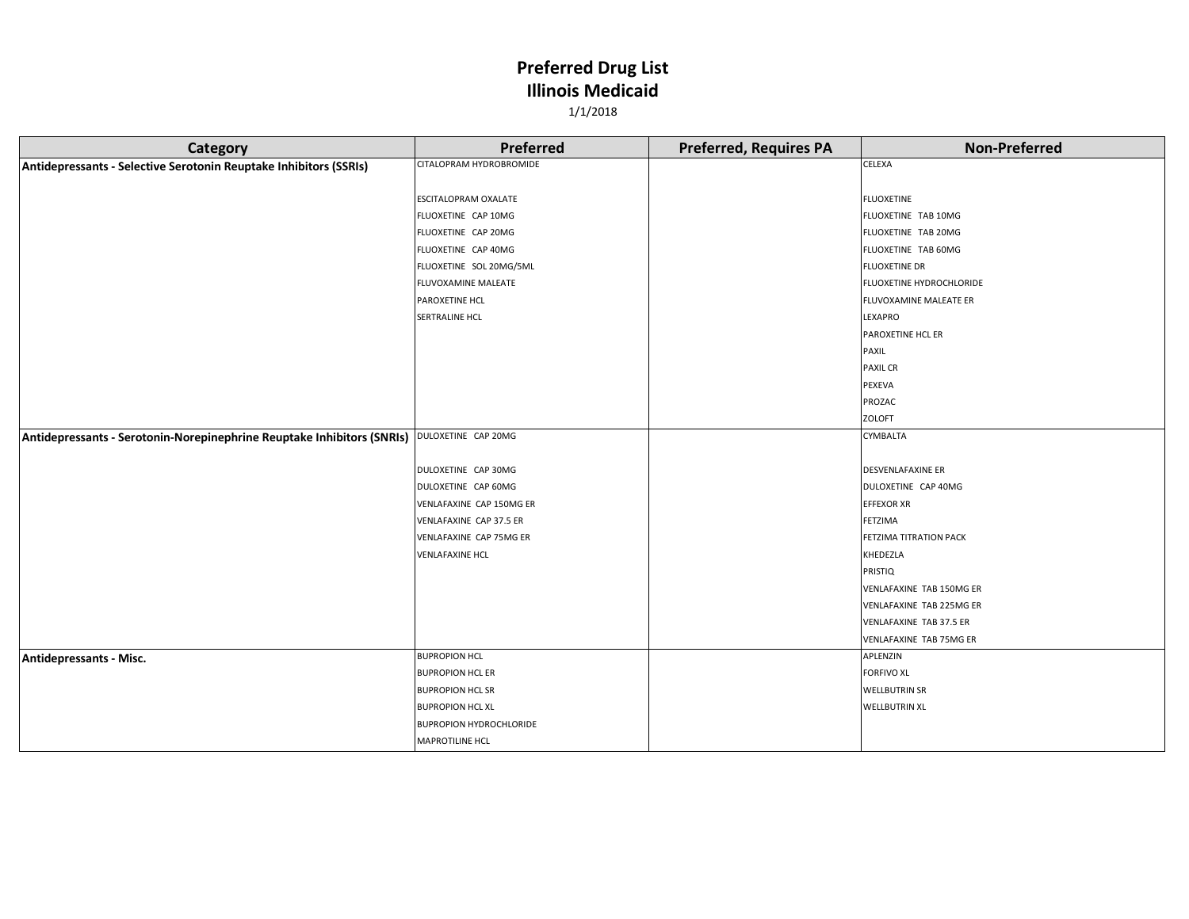# Preferred Drug List
# Illinois Medicaid

1/1/2018

| Category | Preferred | Preferred, Requires PA | Non-Preferred |
|---|---|---|---|
| **Antidepressants - Selective Serotonin Reuptake Inhibitors (SSRIs)** | CITALOPRAM HYDROBROMIDE | | CELEXA |
| | ESCITALOPRAM OXALATE | | FLUOXETINE |
| | FLUOXETINE CAP 10MG | | FLUOXETINE TAB 10MG |
| | FLUOXETINE CAP 20MG | | FLUOXETINE TAB 20MG |
| | FLUOXETINE CAP 40MG | | FLUOXETINE TAB 60MG |
| | FLUOXETINE SOL 20MG/5ML | | FLUOXETINE DR |
| | FLUVOXAMINE MALEATE | | FLUOXETINE HYDROCHLORIDE |
| | PAROXETINE HCL | | FLUVOXAMINE MALEATE ER |
| | SERTRALINE HCL | | LEXAPRO |
| | | | PAROXETINE HCL ER |
| | | | PAXIL |
| | | | PAXIL CR |
| | | | PEXEVA |
| | | | PROZAC |
| | | | ZOLOFT |
| **Antidepressants - Serotonin-Norepinephrine Reuptake Inhibitors (SNRIs)** | DULOXETINE CAP 20MG | | CYMBALTA |
| | DULOXETINE CAP 30MG | | DESVENLAFAXINE ER |
| | DULOXETINE CAP 60MG | | DULOXETINE CAP 40MG |
| | VENLAFAXINE CAP 150MG ER | | EFFEXOR XR |
| | VENLAFAXINE CAP 37.5 ER | | FETZIMA |
| | VENLAFAXINE CAP 75MG ER | | FETZIMA TITRATION PACK |
| | VENLAFAXINE HCL | | KHEDEZLA |
| | | | PRISTIQ |
| | | | VENLAFAXINE TAB 150MG ER |
| | | | VENLAFAXINE TAB 225MG ER |
| | | | VENLAFAXINE TAB 37.5 ER |
| | | | VENLAFAXINE TAB 75MG ER |
| **Antidepressants - Misc.** | BUPROPION HCL | | APLENZIN |
| | BUPROPION HCL ER | | FORFIVO XL |
| | BUPROPION HCL SR | | WELLBUTRIN SR |
| | BUPROPION HCL XL | | WELLBUTRIN XL |
| | BUPROPION HYDROCHLORIDE | | |
| | MAPROTILINE HCL | | |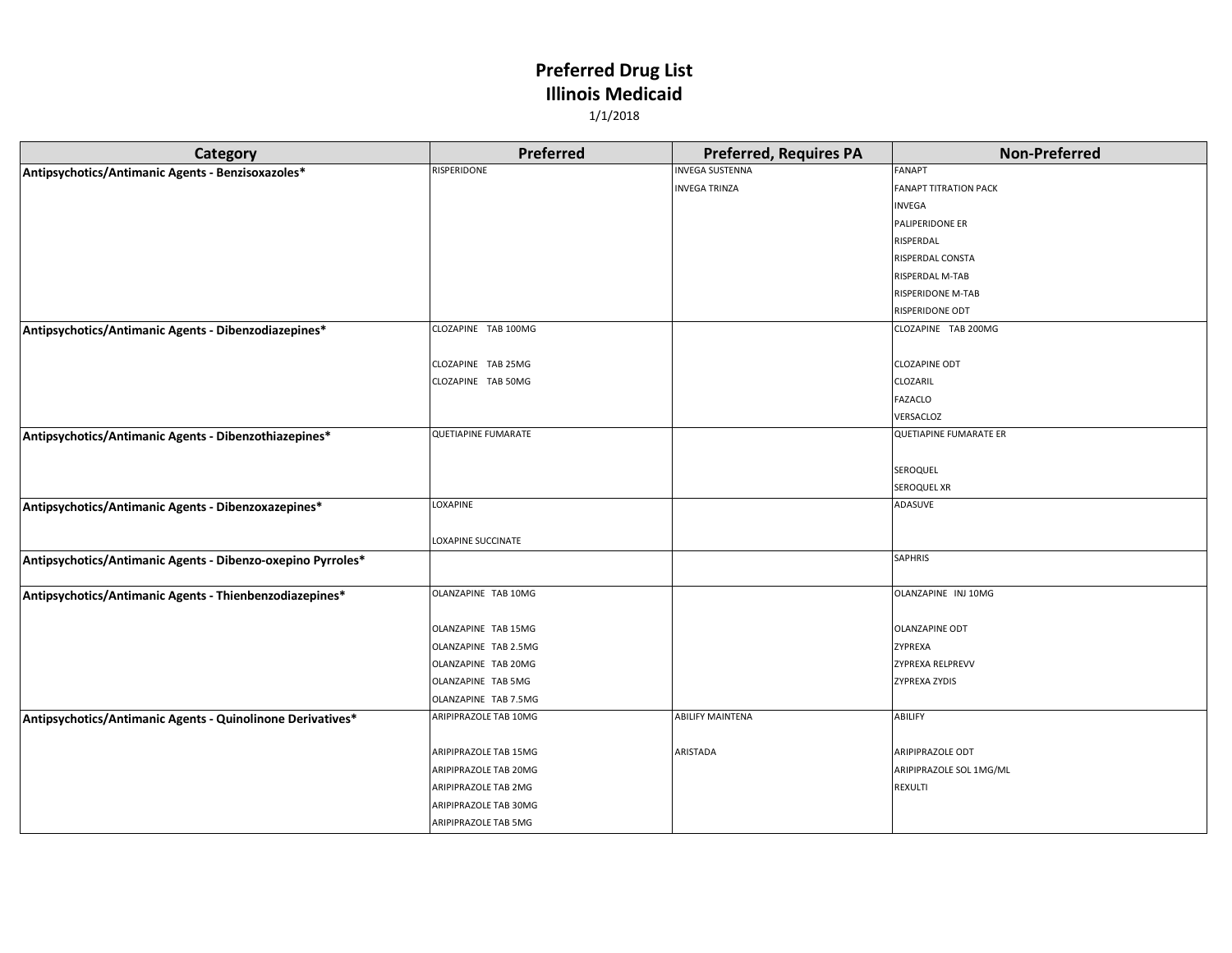# Preferred Drug List
# Illinois Medicaid

1/1/2018

| Category | Preferred | Preferred, Requires PA | Non-Preferred |
|---|---|---|---|
| **Antipsychotics/Antimanic Agents - Benzisoxazoles*** | RISPERIDONE | INVEGA SUSTENNA | FANAPT |
| | | INVEGA TRINZA | FANAPT TITRATION PACK |
| | | | INVEGA |
| | | | PALIPERIDONE ER |
| | | | RISPERDAL |
| | | | RISPERDAL CONSTA |
| | | | RISPERDAL M-TAB |
| | | | RISPERIDONE M-TAB |
| | | | RISPERIDONE ODT |
| **Antipsychotics/Antimanic Agents - Dibenzodiazepines*** | CLOZAPINE TAB 100MG | | CLOZAPINE TAB 200MG |
| | CLOZAPINE TAB 25MG | | CLOZAPINE ODT |
| | CLOZAPINE TAB 50MG | | CLOZARIL |
| | | | FAZACLO |
| | | | VERSACLOZ |
| **Antipsychotics/Antimanic Agents - Dibenzothiazepines*** | QUETIAPINE FUMARATE | | QUETIAPINE FUMARATE ER |
| | | | SEROQUEL |
| | | | SEROQUEL XR |
| **Antipsychotics/Antimanic Agents - Dibenzoxazepines*** | LOXAPINE | | ADASUVE |
| | LOXAPINE SUCCINATE | | |
| **Antipsychotics/Antimanic Agents - Dibenzo-oxepino Pyrroles*** | | | SAPHRIS |
| **Antipsychotics/Antimanic Agents - Thienbenzodiazepines*** | OLANZAPINE TAB 10MG | | OLANZAPINE INJ 10MG |
| | OLANZAPINE TAB 15MG | | OLANZAPINE ODT |
| | OLANZAPINE TAB 2.5MG | | ZYPREXA |
| | OLANZAPINE TAB 20MG | | ZYPREXA RELPREVV |
| | OLANZAPINE TAB 5MG | | ZYPREXA ZYDIS |
| | OLANZAPINE TAB 7.5MG | | |
| **Antipsychotics/Antimanic Agents - Quinolinone Derivatives*** | ARIPIPRAZOLE TAB 10MG | ABILIFY MAINTENA | ABILIFY |
| | ARIPIPRAZOLE TAB 15MG | ARISTADA | ARIPIPRAZOLE ODT |
| | ARIPIPRAZOLE TAB 20MG | | ARIPIPRAZOLE SOL 1MG/ML |
| | ARIPIPRAZOLE TAB 2MG | | REXULTI |
| | ARIPIPRAZOLE TAB 30MG | | |
| | ARIPIPRAZOLE TAB 5MG | | |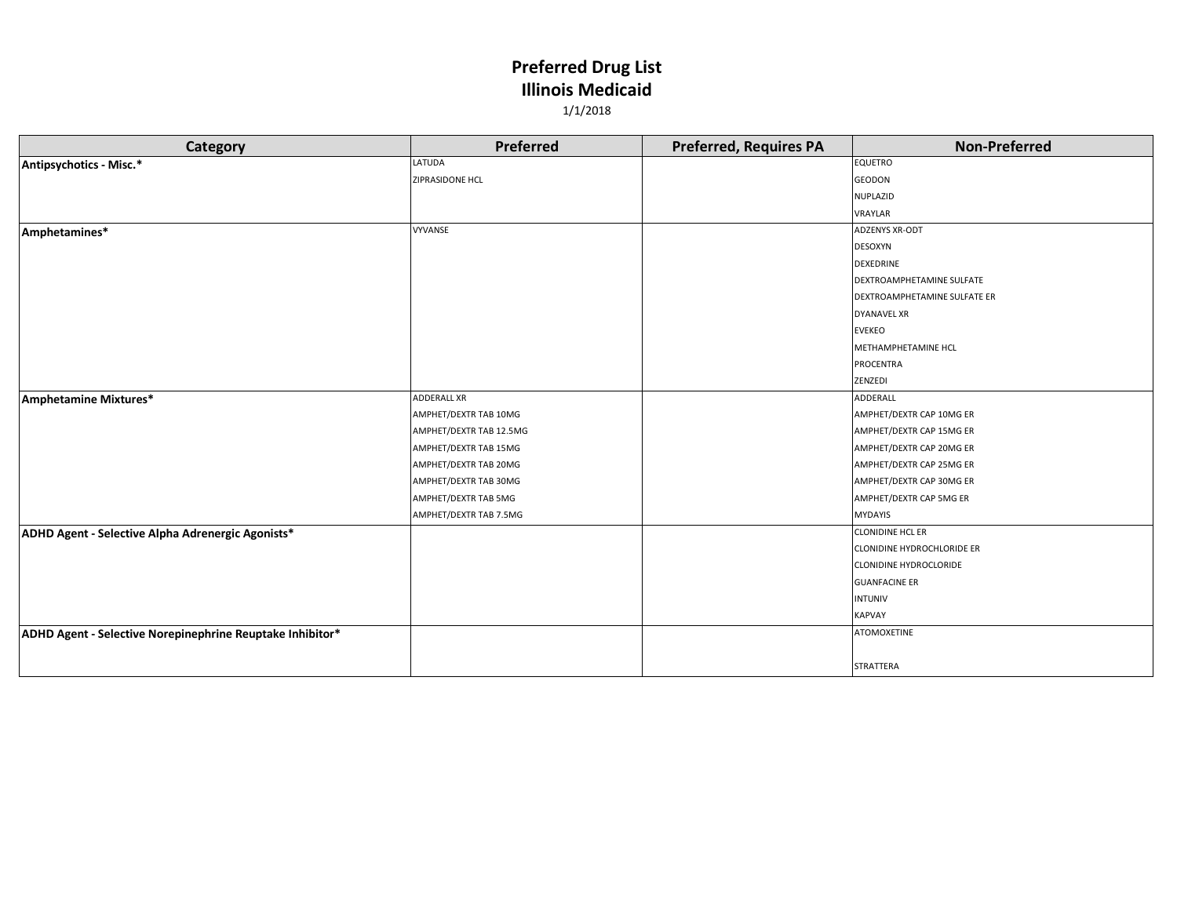# Preferred Drug List
# Illinois Medicaid

1/1/2018

| Category | Preferred | Preferred, Requires PA | Non-Preferred |
|---|---|---|---|
| **Antipsychotics - Misc.*** | LATUDA | | EQUETRO |
| | ZIPRASIDONE HCL | | GEODON |
| | | | NUPLAZID |
| | | | VRAYLAR |
| **Amphetamines*** | VYVANSE | | ADZENYS XR-ODT |
| | | | DESOXYN |
| | | | DEXEDRINE |
| | | | DEXTROAMPHETAMINE SULFATE |
| | | | DEXTROAMPHETAMINE SULFATE ER |
| | | | DYANAVEL XR |
| | | | EVEKEO |
| | | | METHAMPHETAMINE HCL |
| | | | PROCENTRA |
| | | | ZENZEDI |
| **Amphetamine Mixtures*** | ADDERALL XR | | ADDERALL |
| | AMPHET/DEXTR TAB 10MG | | AMPHET/DEXTR CAP 10MG ER |
| | AMPHET/DEXTR TAB 12.5MG | | AMPHET/DEXTR CAP 15MG ER |
| | AMPHET/DEXTR TAB 15MG | | AMPHET/DEXTR CAP 20MG ER |
| | AMPHET/DEXTR TAB 20MG | | AMPHET/DEXTR CAP 25MG ER |
| | AMPHET/DEXTR TAB 30MG | | AMPHET/DEXTR CAP 30MG ER |
| | AMPHET/DEXTR TAB 5MG | | AMPHET/DEXTR CAP 5MG ER |
| | AMPHET/DEXTR TAB 7.5MG | | MYDAYIS |
| **ADHD Agent - Selective Alpha Adrenergic Agonists*** | | | CLONIDINE HCL ER |
| | | | CLONIDINE HYDROCHLORIDE ER |
| | | | CLONIDINE HYDROCLORIDE |
| | | | GUANFACINE ER |
| | | | INTUNIV |
| | | | KAPVAY |
| **ADHD Agent - Selective Norepinephrine Reuptake Inhibitor*** | | | ATOMOXETINE |
| | | | STRATTERA |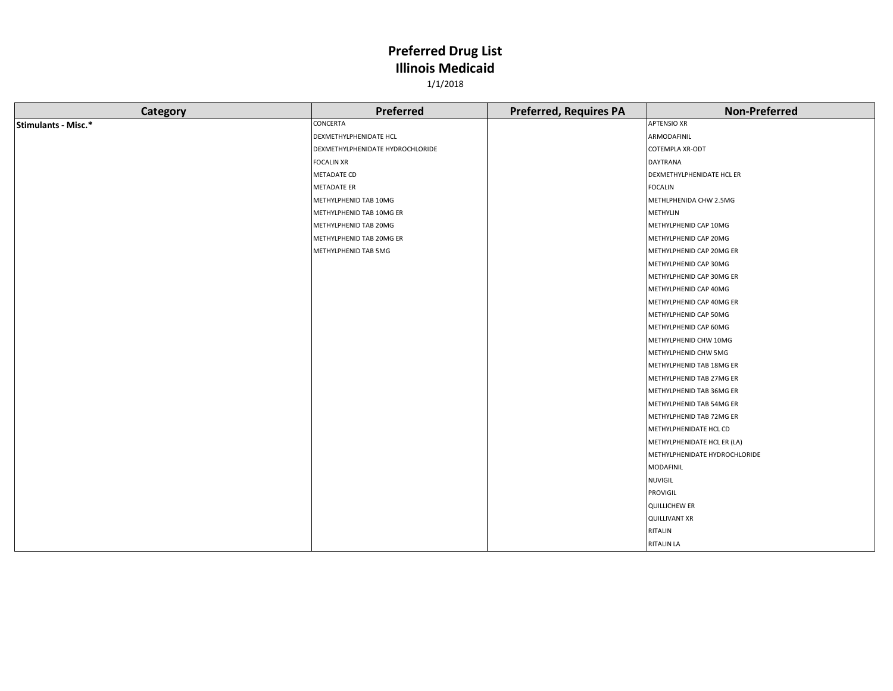# Preferred Drug List
# Illinois Medicaid

1/1/2018

| Category | Preferred | Preferred, Requires PA | Non-Preferred |
|---|---|---|---|
| **Stimulants - Misc.*** | CONCERTA | | APTENSIO XR |
| | DEXMETHYLPHENIDATE HCL | | ARMODAFINIL |
| | DEXMETHYLPHENIDATE HYDROCHLORIDE | | COTEMPLA XR-ODT |
| | FOCALIN XR | | DAYTRANA |
| | METADATE CD | | DEXMETHYLPHENIDATE HCL ER |
| | METADATE ER | | FOCALIN |
| | METHYLPHENID TAB 10MG | | METHLPHENIDA CHW 2.5MG |
| | METHYLPHENID TAB 10MG ER | | METHYLIN |
| | METHYLPHENID TAB 20MG | | METHYLPHENID CAP 10MG |
| | METHYLPHENID TAB 20MG ER | | METHYLPHENID CAP 20MG |
| | METHYLPHENID TAB 5MG | | METHYLPHENID CAP 20MG ER |
| | | | METHYLPHENID CAP 30MG |
| | | | METHYLPHENID CAP 30MG ER |
| | | | METHYLPHENID CAP 40MG |
| | | | METHYLPHENID CAP 40MG ER |
| | | | METHYLPHENID CAP 50MG |
| | | | METHYLPHENID CAP 60MG |
| | | | METHYLPHENID CHW 10MG |
| | | | METHYLPHENID CHW 5MG |
| | | | METHYLPHENID TAB 18MG ER |
| | | | METHYLPHENID TAB 27MG ER |
| | | | METHYLPHENID TAB 36MG ER |
| | | | METHYLPHENID TAB 54MG ER |
| | | | METHYLPHENID TAB 72MG ER |
| | | | METHYLPHENIDATE HCL CD |
| | | | METHYLPHENIDATE HCL ER (LA) |
| | | | METHYLPHENIDATE HYDROCHLORIDE |
| | | | MODAFINIL |
| | | | NUVIGIL |
| | | | PROVIGIL |
| | | | QUILLICHEW ER |
| | | | QUILLIVANT XR |
| | | | RITALIN |
| | | | RITALIN LA |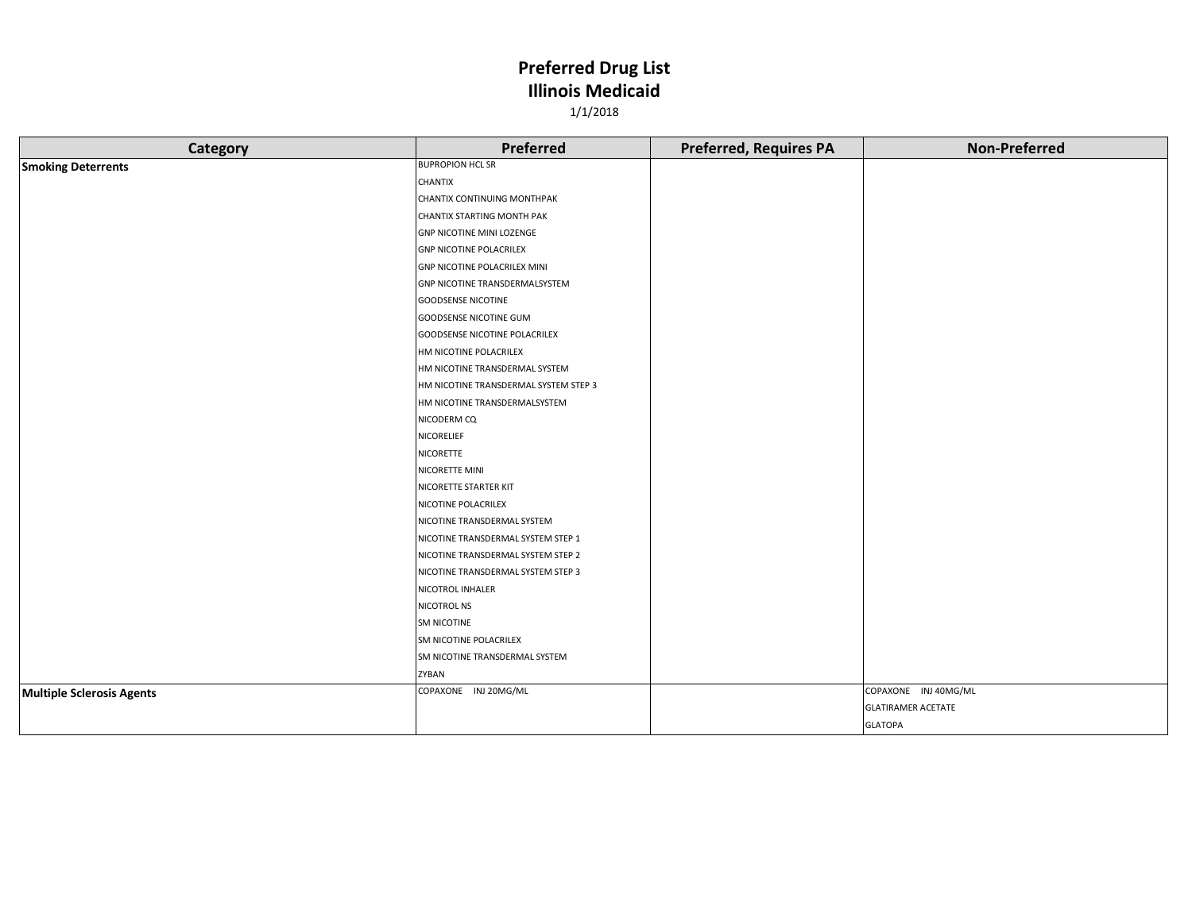# Preferred Drug List
## Illinois Medicaid

1/1/2018

| Category | Preferred | Preferred, Requires PA | Non-Preferred |
|---|---|---|---|
| **Smoking Deterrents** | BUPROPION HCL SR | | |
| | CHANTIX | | |
| | CHANTIX CONTINUING MONTHPAK | | |
| | CHANTIX STARTING MONTH PAK | | |
| | GNP NICOTINE MINI LOZENGE | | |
| | GNP NICOTINE POLACRILEX | | |
| | GNP NICOTINE POLACRILEX MINI | | |
| | GNP NICOTINE TRANSDERMALSYSTEM | | |
| | GOODSENSE NICOTINE | | |
| | GOODSENSE NICOTINE GUM | | |
| | GOODSENSE NICOTINE POLACRILEX | | |
| | HM NICOTINE POLACRILEX | | |
| | HM NICOTINE TRANSDERMAL SYSTEM | | |
| | HM NICOTINE TRANSDERMAL SYSTEM STEP 3 | | |
| | HM NICOTINE TRANSDERMALSYSTEM | | |
| | NICODERM CQ | | |
| | NICORELIEF | | |
| | NICORETTE | | |
| | NICORETTE MINI | | |
| | NICORETTE STARTER KIT | | |
| | NICOTINE POLACRILEX | | |
| | NICOTINE TRANSDERMAL SYSTEM | | |
| | NICOTINE TRANSDERMAL SYSTEM STEP 1 | | |
| | NICOTINE TRANSDERMAL SYSTEM STEP 2 | | |
| | NICOTINE TRANSDERMAL SYSTEM STEP 3 | | |
| | NICOTROL INHALER | | |
| | NICOTROL NS | | |
| | SM NICOTINE | | |
| | SM NICOTINE POLACRILEX | | |
| | SM NICOTINE TRANSDERMAL SYSTEM | | |
| | ZYBAN | | |
| **Multiple Sclerosis Agents** | COPAXONE INJ 20MG/ML | | COPAXONE INJ 40MG/ML |
| | | | GLATIRAMER ACETATE |
| | | | GLATOPA |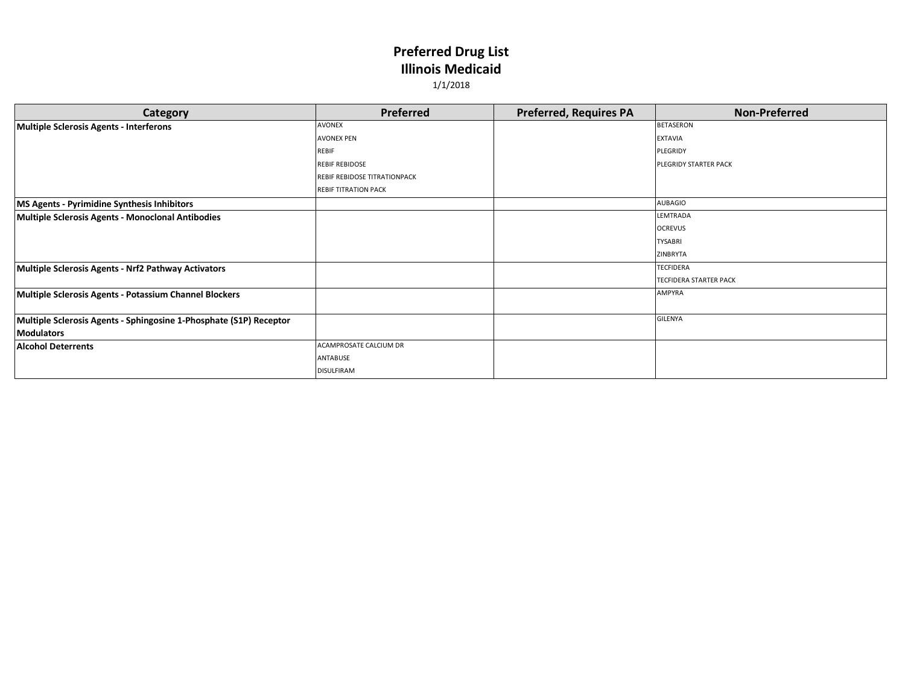# Preferred Drug List
# Illinois Medicaid

1/1/2018

| Category | Preferred | Preferred, Requires PA | Non-Preferred |
|---|---|---|---|
| **Multiple Sclerosis Agents - Interferons** | AVONEX | | BETASERON |
| | AVONEX PEN | | EXTAVIA |
| | REBIF | | PLEGRIDY |
| | REBIF REBIDOSE | | PLEGRIDY STARTER PACK |
| | REBIF REBIDOSE TITRATIONPACK | | |
| | REBIF TITRATION PACK | | |
| **MS Agents - Pyrimidine Synthesis Inhibitors** | | | AUBAGIO |
| **Multiple Sclerosis Agents - Monoclonal Antibodies** | | | LEMTRADA |
| | | | OCREVUS |
| | | | TYSABRI |
| | | | ZINBRYTA |
| **Multiple Sclerosis Agents - Nrf2 Pathway Activators** | | | TECFIDERA |
| | | | TECFIDERA STARTER PACK |
| **Multiple Sclerosis Agents - Potassium Channel Blockers** | | | AMPYRA |
| **Multiple Sclerosis Agents - Sphingosine 1-Phosphate (S1P) Receptor Modulators** | | | GILENYA |
| **Alcohol Deterrents** | ACAMPROSATE CALCIUM DR | | |
| | ANTABUSE | | |
| | DISULFIRAM | | |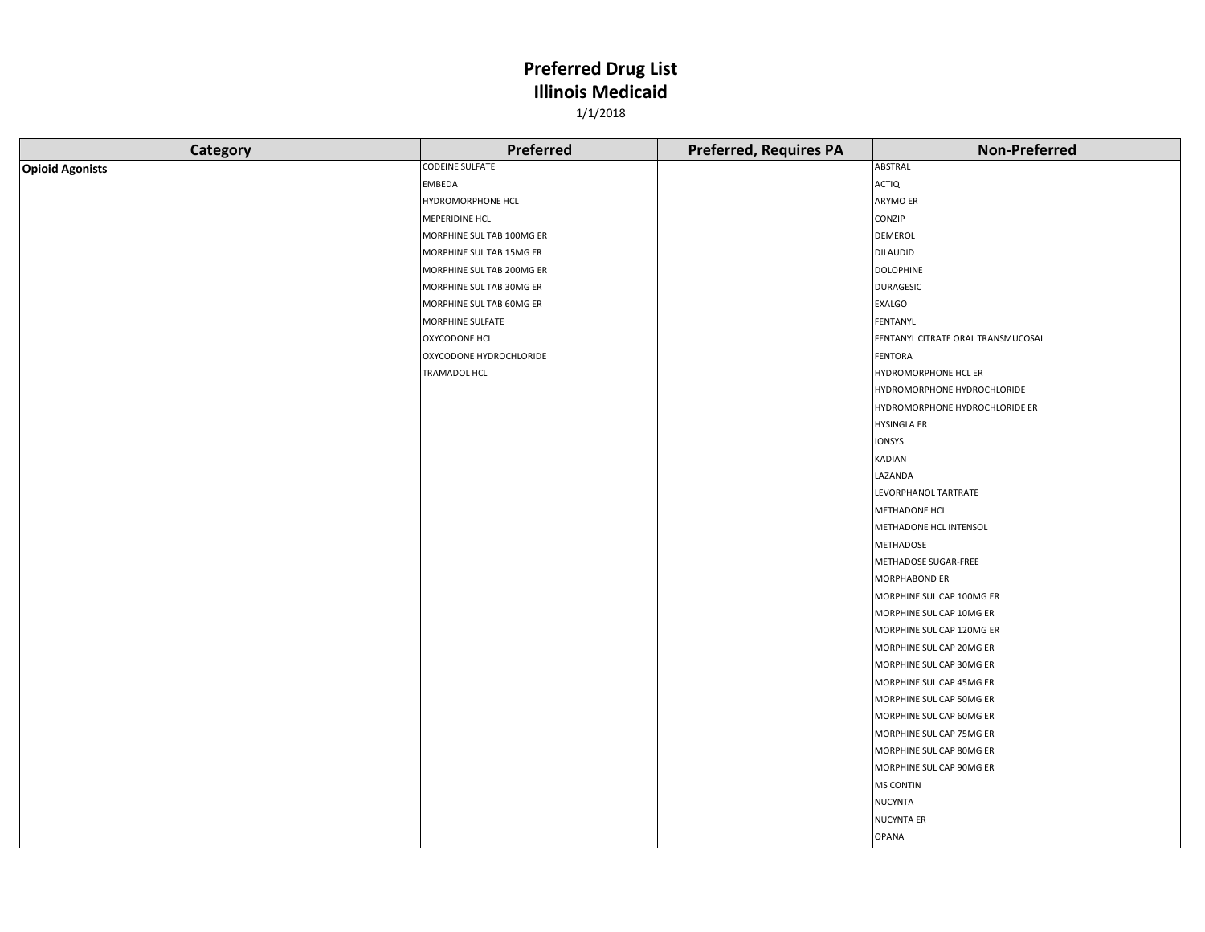# Preferred Drug List
## Illinois Medicaid

1/1/2018

| Category | Preferred | Preferred, Requires PA | Non-Preferred |
|---|---|---|---|
| **Opioid Agonists** | CODEINE SULFATE | | ABSTRAL |
| | EMBEDA | | ACTIQ |
| | HYDROMORPHONE HCL | | ARYMO ER |
| | MEPERIDINE HCL | | CONZIP |
| | MORPHINE SUL TAB 100MG ER | | DEMEROL |
| | MORPHINE SUL TAB 15MG ER | | DILAUDID |
| | MORPHINE SUL TAB 200MG ER | | DOLOPHINE |
| | MORPHINE SUL TAB 30MG ER | | DURAGESIC |
| | MORPHINE SUL TAB 60MG ER | | EXALGO |
| | MORPHINE SULFATE | | FENTANYL |
| | OXYCODONE HCL | | FENTANYL CITRATE ORAL TRANSMUCOSAL |
| | OXYCODONE HYDROCHLORIDE | | FENTORA |
| | TRAMADOL HCL | | HYDROMORPHONE HCL ER |
| | | | HYDROMORPHONE HYDROCHLORIDE |
| | | | HYDROMORPHONE HYDROCHLORIDE ER |
| | | | HYSINGLA ER |
| | | | IONSYS |
| | | | KADIAN |
| | | | LAZANDA |
| | | | LEVORPHANOL TARTRATE |
| | | | METHADONE HCL |
| | | | METHADONE HCL INTENSOL |
| | | | METHADOSE |
| | | | METHADOSE SUGAR-FREE |
| | | | MORPHABOND ER |
| | | | MORPHINE SUL CAP 100MG ER |
| | | | MORPHINE SUL CAP 10MG ER |
| | | | MORPHINE SUL CAP 120MG ER |
| | | | MORPHINE SUL CAP 20MG ER |
| | | | MORPHINE SUL CAP 30MG ER |
| | | | MORPHINE SUL CAP 45MG ER |
| | | | MORPHINE SUL CAP 50MG ER |
| | | | MORPHINE SUL CAP 60MG ER |
| | | | MORPHINE SUL CAP 75MG ER |
| | | | MORPHINE SUL CAP 80MG ER |
| | | | MORPHINE SUL CAP 90MG ER |
| | | | MS CONTIN |
| | | | NUCYNTA |
| | | | NUCYNTA ER |
| | | | OPANA |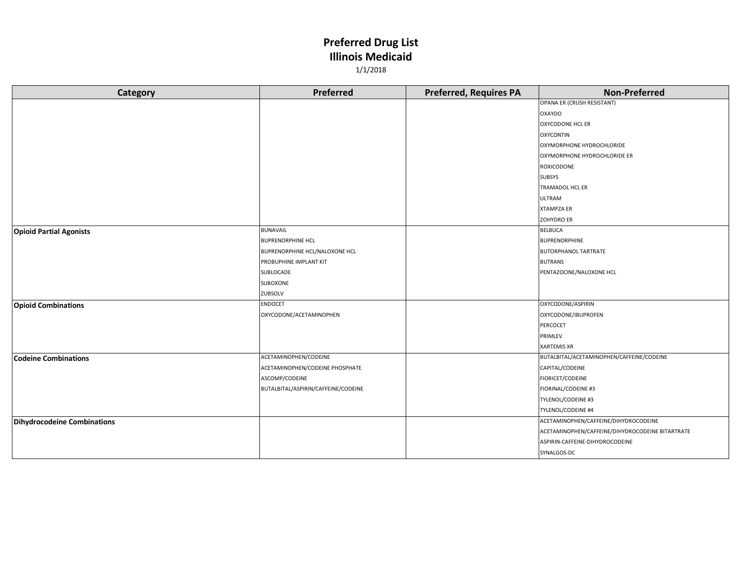# Preferred Drug List
# Illinois Medicaid

1/1/2018

| Category | Preferred | Preferred, Requires PA | Non-Preferred |
|---|---|---|---|
| | | | OPANA ER (CRUSH RESISTANT) |
| | | | OXAYDO |
| | | | OXYCODONE HCL ER |
| | | | OXYCONTIN |
| | | | OXYMORPHONE HYDROCHLORIDE |
| | | | OXYMORPHONE HYDROCHLORIDE ER |
| | | | ROXICODONE |
| | | | SUBSYS |
| | | | TRAMADOL HCL ER |
| | | | ULTRAM |
| | | | XTAMPZA ER |
| | | | ZOHYDRO ER |
| **Opioid Partial Agonists** | BUNAVAIL | | BELBUCA |
| | BUPRENORPHINE HCL | | BUPRENORPHINE |
| | BUPRENORPHINE HCL/NALOXONE HCL | | BUTORPHANOL TARTRATE |
| | PROBUPHINE IMPLANT KIT | | BUTRANS |
| | SUBLOCADE | | PENTAZOCINE/NALOXONE HCL |
| | SUBOXONE | | |
| | ZUBSOLV | | |
| **Opioid Combinations** | ENDOCET | | OXYCODONE/ASPIRIN |
| | OXYCODONE/ACETAMINOPHEN | | OXYCODONE/IBUPROFEN |
| | | | PERCOCET |
| | | | PRIMLEV |
| | | | XARTEMIS XR |
| **Codeine Combinations** | ACETAMINOPHEN/CODEINE | | BUTALBITAL/ACETAMINOPHEN/CAFFEINE/CODEINE |
| | ACETAMINOPHEN/CODEINE PHOSPHATE | | CAPITAL/CODEINE |
| | ASCOMP/CODEINE | | FIORICET/CODEINE |
| | BUTALBITAL/ASPIRIN/CAFFEINE/CODEINE | | FIORINAL/CODEINE #3 |
| | | | TYLENOL/CODEINE #3 |
| | | | TYLENOL/CODEINE #4 |
| **Dihydrocodeine Combinations** | | | ACETAMINOPHEN/CAFFEINE/DIHYDROCODEINE |
| | | | ACETAMINOPHEN/CAFFEINE/DIHYDROCODEINE BITARTRATE |
| | | | ASPIRIN-CAFFEINE-DIHYDROCODEINE |
| | | | SYNALGOS-DC |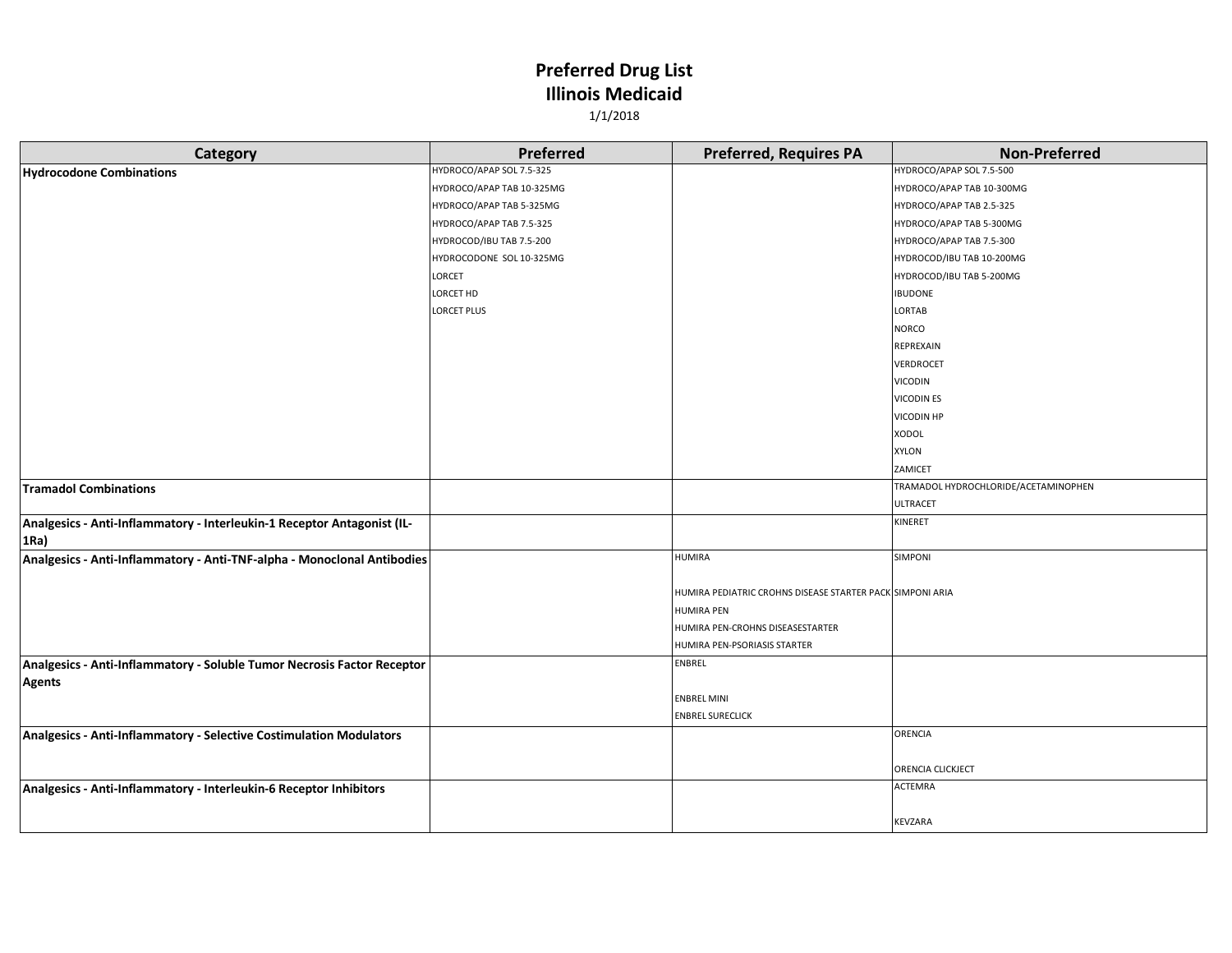# Preferred Drug List
# Illinois Medicaid

1/1/2018

| Category | Preferred | Preferred, Requires PA | Non-Preferred |
|---|---|---|---|
| **Hydrocodone Combinations** | HYDROCO/APAP SOL 7.5-325 | | HYDROCO/APAP SOL 7.5-500 |
| | HYDROCO/APAP TAB 10-325MG | | HYDROCO/APAP TAB 10-300MG |
| | HYDROCO/APAP TAB 5-325MG | | HYDROCO/APAP TAB 2.5-325 |
| | HYDROCO/APAP TAB 7.5-325 | | HYDROCO/APAP TAB 5-300MG |
| | HYDROCOD/IBU TAB 7.5-200 | | HYDROCO/APAP TAB 7.5-300 |
| | HYDROCODONE SOL 10-325MG | | HYDROCOD/IBU TAB 10-200MG |
| | LORCET | | HYDROCOD/IBU TAB 5-200MG |
| | LORCET HD | | IBUDONE |
| | LORCET PLUS | | LORTAB |
| | | | NORCO |
| | | | REPREXAIN |
| | | | VERDROCET |
| | | | VICODIN |
| | | | VICODIN ES |
| | | | VICODIN HP |
| | | | XODOL |
| | | | XYLON |
| | | | ZAMICET |
| **Tramadol Combinations** | | | TRAMADOL HYDROCHLORIDE/ACETAMINOPHEN |
| | | | ULTRACET |
| **Analgesics - Anti-Inflammatory - Interleukin-1 Receptor Antagonist (IL-1Ra)** | | | KINERET |
| **Analgesics - Anti-Inflammatory - Anti-TNF-alpha - Monoclonal Antibodies** | | HUMIRA | SIMPONI |
| | | HUMIRA PEDIATRIC CROHNS DISEASE STARTER PACK | SIMPONI ARIA |
| | | HUMIRA PEN | |
| | | HUMIRA PEN-CROHNS DISEASESTARTER | |
| | | HUMIRA PEN-PSORIASIS STARTER | |
| **Analgesics - Anti-Inflammatory - Soluble Tumor Necrosis Factor Receptor Agents** | | ENBREL | |
| | | ENBREL MINI | |
| | | ENBREL SURECLICK | |
| **Analgesics - Anti-Inflammatory - Selective Costimulation Modulators** | | | ORENCIA |
| | | | ORENCIA CLICKJECT |
| **Analgesics - Anti-Inflammatory - Interleukin-6 Receptor Inhibitors** | | | ACTEMRA |
| | | | KEVZARA |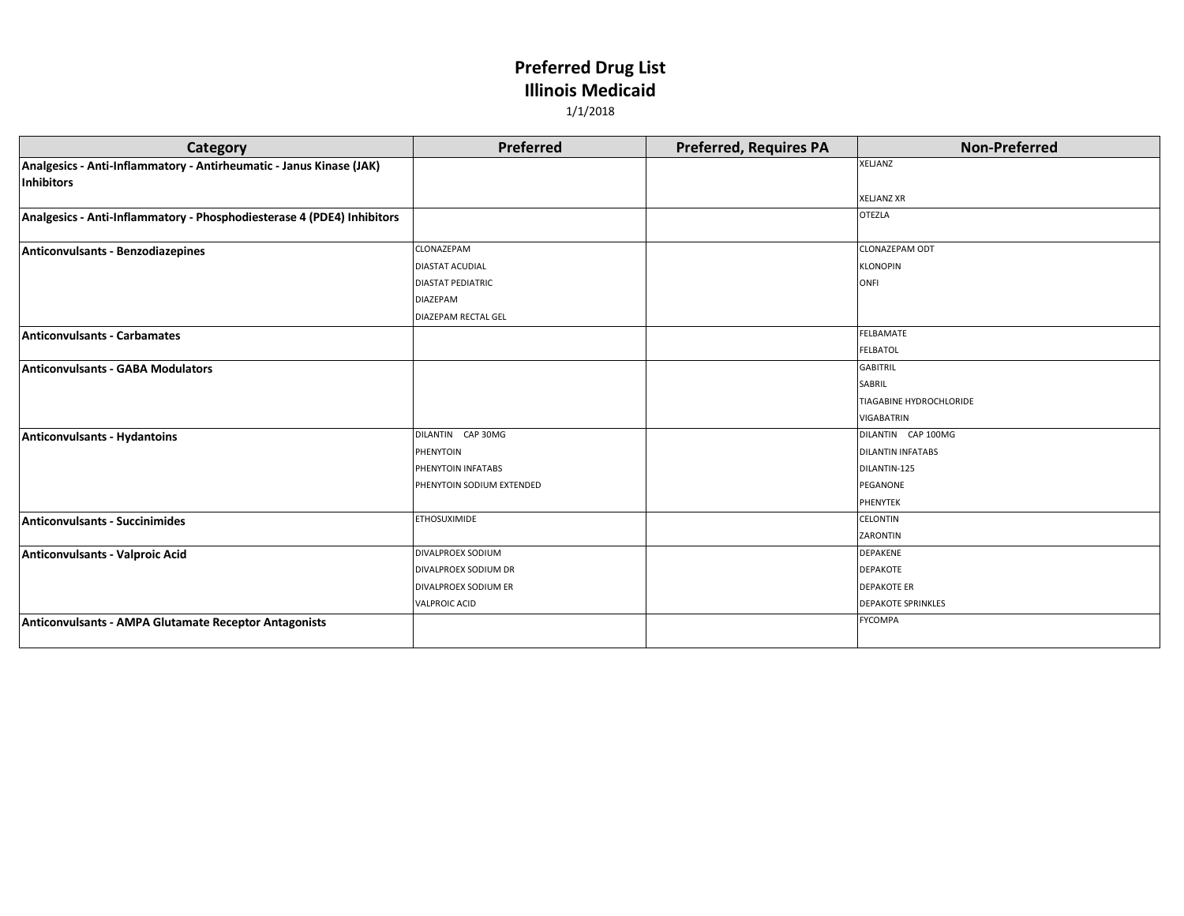# Preferred Drug List
# Illinois Medicaid

1/1/2018

| Category | Preferred | Preferred, Requires PA | Non-Preferred |
| --- | --- | --- | --- |
| **Analgesics - Anti-Inflammatory - Antirheumatic - Janus Kinase (JAK) Inhibitors** | | | XELJANZ<br>XELJANZ XR |
| **Analgesics - Anti-Inflammatory - Phosphodiesterase 4 (PDE4) Inhibitors** | | | OTEZLA |
| **Anticonvulsants - Benzodiazepines** | CLONAZEPAM<br>DIASTAT ACUDIAL<br>DIASTAT PEDIATRIC<br>DIAZEPAM<br>DIAZEPAM RECTAL GEL | | CLONAZEPAM ODT<br>KLONOPIN<br>ONFI |
| **Anticonvulsants - Carbamates** | | | FELBAMATE<br>FELBATOL |
| **Anticonvulsants - GABA Modulators** | | | GABITRIL<br>SABRIL<br>TIAGABINE HYDROCHLORIDE<br>VIGABATRIN |
| **Anticonvulsants - Hydantoins** | DILANTIN CAP 30MG<br>PHENYTOIN<br>PHENYTOIN INFATABS<br>PHENYTOIN SODIUM EXTENDED | | DILANTIN CAP 100MG<br>DILANTIN INFATABS<br>DILANTIN-125<br>PEGANONE<br>PHENYTEK |
| **Anticonvulsants - Succinimides** | ETHOSUXIMIDE | | CELONTIN<br>ZARONTIN |
| **Anticonvulsants - Valproic Acid** | DIVALPROEX SODIUM<br>DIVALPROEX SODIUM DR<br>DIVALPROEX SODIUM ER<br>VALPROIC ACID | | DEPAKENE<br>DEPAKOTE<br>DEPAKOTE ER<br>DEPAKOTE SPRINKLES |
| **Anticonvulsants - AMPA Glutamate Receptor Antagonists** | | | FYCOMPA |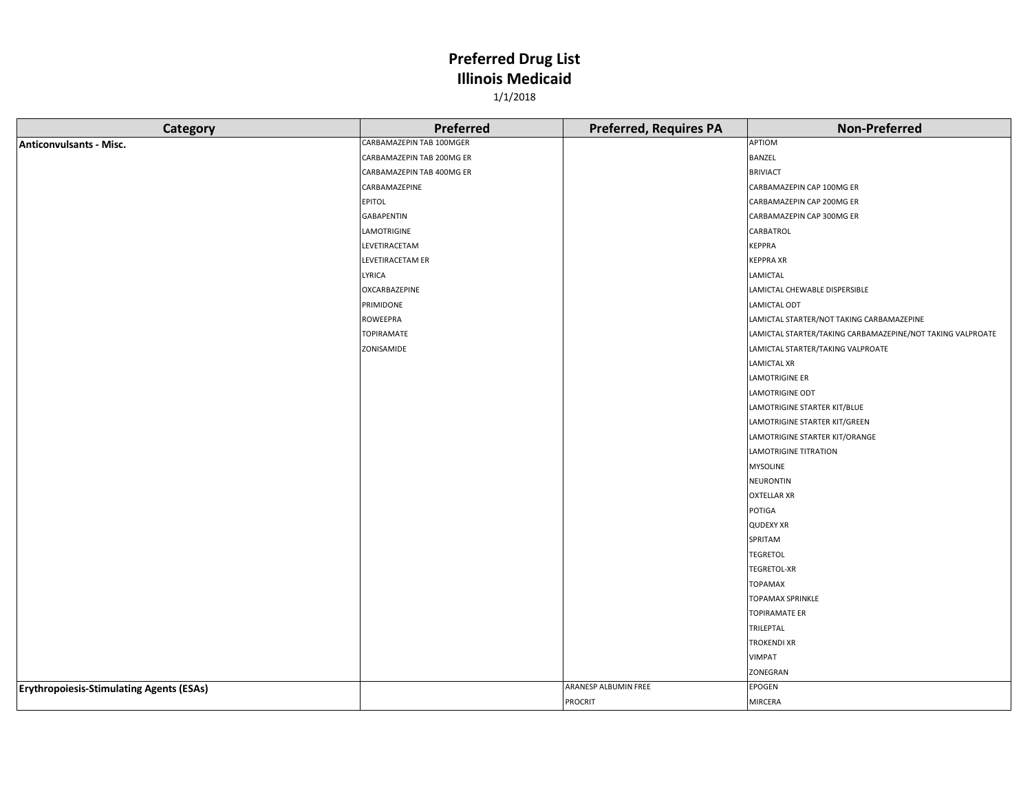# Preferred Drug List
# Illinois Medicaid

1/1/2018

| Category | Preferred | Preferred, Requires PA | Non-Preferred |
|---|---|---|---|
| **Anticonvulsants - Misc.** | CARBAMAZEPIN TAB 100MGER | | APTIOM |
| | CARBAMAZEPIN TAB 200MG ER | | BANZEL |
| | CARBAMAZEPIN TAB 400MG ER | | BRIVIACT |
| | CARBAMAZEPINE | | CARBAMAZEPIN CAP 100MG ER |
| | EPITOL | | CARBAMAZEPIN CAP 200MG ER |
| | GABAPENTIN | | CARBAMAZEPIN CAP 300MG ER |
| | LAMOTRIGINE | | CARBATROL |
| | LEVETIRACETAM | | KEPPRA |
| | LEVETIRACETAM ER | | KEPPRA XR |
| | LYRICA | | LAMICTAL |
| | OXCARBAZEPINE | | LAMICTAL CHEWABLE DISPERSIBLE |
| | PRIMIDONE | | LAMICTAL ODT |
| | ROWEEPRA | | LAMICTAL STARTER/NOT TAKING CARBAMAZEPINE |
| | TOPIRAMATE | | LAMICTAL STARTER/TAKING CARBAMAZEPINE/NOT TAKING VALPROATE |
| | ZONISAMIDE | | LAMICTAL STARTER/TAKING VALPROATE |
| | | | LAMICTAL XR |
| | | | LAMOTRIGINE ER |
| | | | LAMOTRIGINE ODT |
| | | | LAMOTRIGINE STARTER KIT/BLUE |
| | | | LAMOTRIGINE STARTER KIT/GREEN |
| | | | LAMOTRIGINE STARTER KIT/ORANGE |
| | | | LAMOTRIGINE TITRATION |
| | | | MYSOLINE |
| | | | NEURONTIN |
| | | | OXTELLAR XR |
| | | | POTIGA |
| | | | QUDEXY XR |
| | | | SPRITAM |
| | | | TEGRETOL |
| | | | TEGRETOL-XR |
| | | | TOPAMAX |
| | | | TOPAMAX SPRINKLE |
| | | | TOPIRAMATE ER |
| | | | TRILEPTAL |
| | | | TROKENDI XR |
| | | | VIMPAT |
| | | | ZONEGRAN |
| **Erythropoiesis-Stimulating Agents (ESAs)** | | ARANESP ALBUMIN FREE | EPOGEN |
| | | PROCRIT | MIRCERA |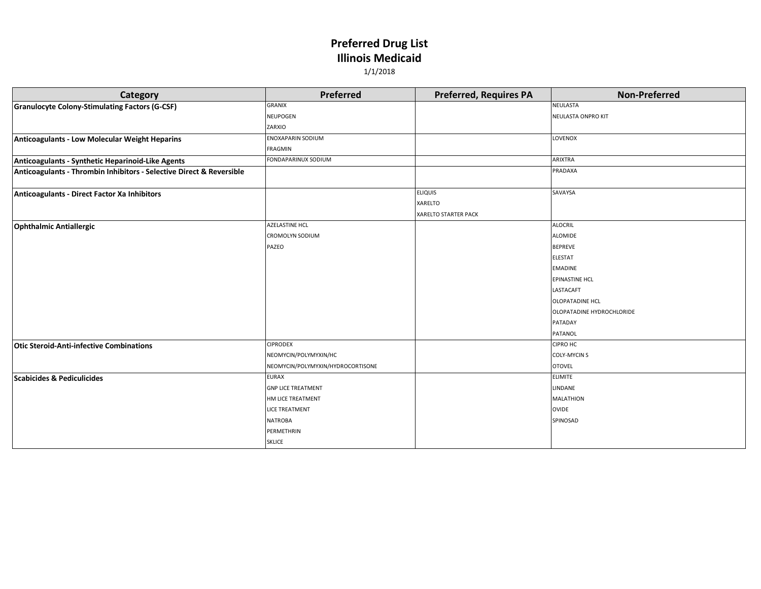# Preferred Drug List
# Illinois Medicaid

1/1/2018

| Category | Preferred | Preferred, Requires PA | Non-Preferred |
|---|---|---|---|
| **Granulocyte Colony-Stimulating Factors (G-CSF)** | GRANIX | | NEULASTA |
| | NEUPOGEN | | NEULASTA ONPRO KIT |
| | ZARXIO | | |
| **Anticoagulants - Low Molecular Weight Heparins** | ENOXAPARIN SODIUM | | LOVENOX |
| | FRAGMIN | | |
| **Anticoagulants - Synthetic Heparinoid-Like Agents** | FONDAPARINUX SODIUM | | ARIXTRA |
| **Anticoagulants - Thrombin Inhibitors - Selective Direct & Reversible** | | | PRADAXA |
| **Anticoagulants - Direct Factor Xa Inhibitors** | | ELIQUIS | SAVAYSA |
| | | XARELTO | |
| | | XARELTO STARTER PACK | |
| **Ophthalmic Antiallergic** | AZELASTINE HCL | | ALOCRIL |
| | CROMOLYN SODIUM | | ALOMIDE |
| | PAZEO | | BEPREVE |
| | | | ELESTAT |
| | | | EMADINE |
| | | | EPINASTINE HCL |
| | | | LASTACAFT |
| | | | OLOPATADINE HCL |
| | | | OLOPATADINE HYDROCHLORIDE |
| | | | PATADAY |
| | | | PATANOL |
| **Otic Steroid-Anti-infective Combinations** | CIPRODEX | | CIPRO HC |
| | NEOMYCIN/POLYMYXIN/HC | | COLY-MYCIN S |
| | NEOMYCIN/POLYMYXIN/HYDROCORTISONE | | OTOVEL |
| **Scabicides & Pediculicides** | EURAX | | ELIMITE |
| | GNP LICE TREATMENT | | LINDANE |
| | HM LICE TREATMENT | | MALATHION |
| | LICE TREATMENT | | OVIDE |
| | NATROBA | | SPINOSAD |
| | PERMETHRIN | | |
| | SKLICE | | |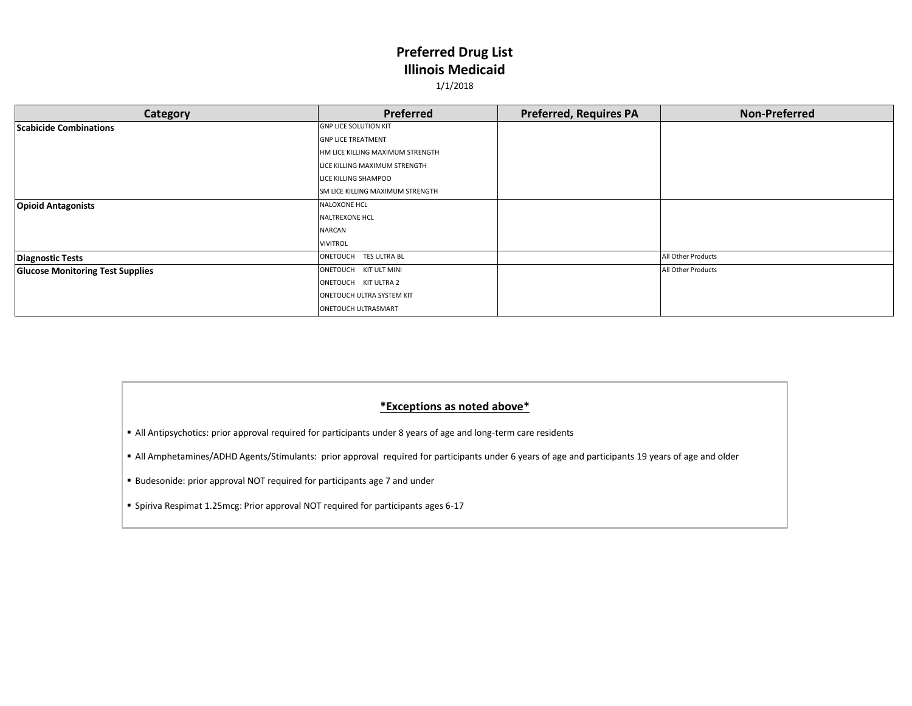# Preferred Drug List
## Illinois Medicaid

1/1/2018

| Category | Preferred | Preferred, Requires PA | Non-Preferred |
|---|---|---|---|
| **Scabicide Combinations** | GNP LICE SOLUTION KIT | | |
| | GNP LICE TREATMENT | | |
| | HM LICE KILLING MAXIMUM STRENGTH | | |
| | LICE KILLING MAXIMUM STRENGTH | | |
| | LICE KILLING SHAMPOO | | |
| | SM LICE KILLING MAXIMUM STRENGTH | | |
| **Opioid Antagonists** | NALOXONE HCL | | |
| | NALTREXONE HCL | | |
| | NARCAN | | |
| | VIVITROL | | |
| **Diagnostic Tests** | ONETOUCH TES ULTRA BL | | All Other Products |
| **Glucose Monitoring Test Supplies** | ONETOUCH KIT ULT MINI | | All Other Products |
| | ONETOUCH KIT ULTRA 2 | | |
| | ONETOUCH ULTRA SYSTEM KIT | | |
| | ONETOUCH ULTRASMART | | |

**\*Exceptions as noted above\***

- All Antipsychotics: prior approval required for participants under 8 years of age and long-term care residents
- All Amphetamines/ADHD Agents/Stimulants: prior approval required for participants under 6 years of age and participants 19 years of age and older
- Budesonide: prior approval NOT required for participants age 7 and under
- Spiriva Respimat 1.25mcg: Prior approval NOT required for participants ages 6-17